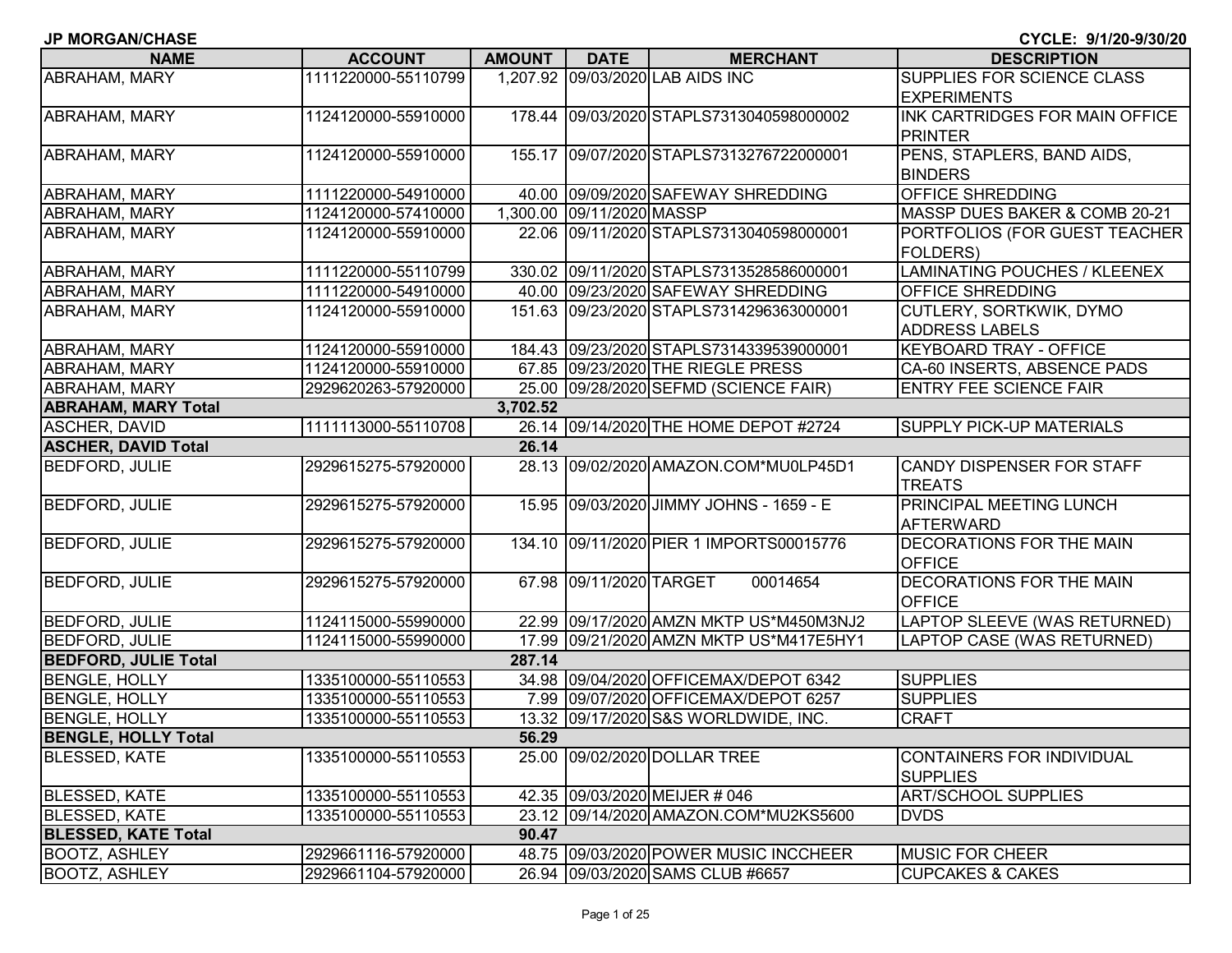**JP MORGAN/CHASE** **CYCLE: 9/1/20-9/30/20**

| NAME | ACCOUNT | AMOUNT | DATE | MERCHANT | DESCRIPTION |
|---|---|---|---|---|---|
| ABRAHAM, MARY | 1111220000-55110799 | 1,207.92 | 09/03/2020 | LAB AIDS INC | SUPPLIES FOR SCIENCE CLASS EXPERIMENTS |
| ABRAHAM, MARY | 1124120000-55910000 | 178.44 | 09/03/2020 | STAPLS7313040598000002 | INK CARTRIDGES FOR MAIN OFFICE PRINTER |
| ABRAHAM, MARY | 1124120000-55910000 | 155.17 | 09/07/2020 | STAPLS7313276722000001 | PENS, STAPLERS, BAND AIDS, BINDERS |
| ABRAHAM, MARY | 1111220000-54910000 | 40.00 | 09/09/2020 | SAFEWAY SHREDDING | OFFICE SHREDDING |
| ABRAHAM, MARY | 1124120000-57410000 | 1,300.00 | 09/11/2020 | MASSP | MASSP DUES BAKER & COMB 20-21 |
| ABRAHAM, MARY | 1124120000-55910000 | 22.06 | 09/11/2020 | STAPLS7313040598000001 | PORTFOLIOS (FOR GUEST TEACHER FOLDERS) |
| ABRAHAM, MARY | 1111220000-55110799 | 330.02 | 09/11/2020 | STAPLS7313528586000001 | LAMINATING POUCHES / KLEENEX |
| ABRAHAM, MARY | 1111220000-54910000 | 40.00 | 09/23/2020 | SAFEWAY SHREDDING | OFFICE SHREDDING |
| ABRAHAM, MARY | 1124120000-55910000 | 151.63 | 09/23/2020 | STAPLS7314296363000001 | CUTLERY, SORTKWIK, DYMO ADDRESS LABELS |
| ABRAHAM, MARY | 1124120000-55910000 | 184.43 | 09/23/2020 | STAPLS7314339539000001 | KEYBOARD TRAY - OFFICE |
| ABRAHAM, MARY | 1124120000-55910000 | 67.85 | 09/23/2020 | THE RIEGLE PRESS | CA-60 INSERTS, ABSENCE PADS |
| ABRAHAM, MARY | 2929620263-57920000 | 25.00 | 09/28/2020 | SEFMD (SCIENCE FAIR) | ENTRY FEE SCIENCE FAIR |
| **ABRAHAM, MARY Total** | | **3,702.52** | | | |
| ASCHER, DAVID | 1111113000-55110708 | 26.14 | 09/14/2020 | THE HOME DEPOT #2724 | SUPPLY PICK-UP MATERIALS |
| **ASCHER, DAVID Total** | | **26.14** | | | |
| BEDFORD, JULIE | 2929615275-57920000 | 28.13 | 09/02/2020 | AMAZON.COM*MU0LP45D1 | CANDY DISPENSER FOR STAFF TREATS |
| BEDFORD, JULIE | 2929615275-57920000 | 15.95 | 09/03/2020 | JIMMY JOHNS - 1659 - E | PRINCIPAL MEETING LUNCH AFTERWARD |
| BEDFORD, JULIE | 2929615275-57920000 | 134.10 | 09/11/2020 | PIER 1 IMPORTS00015776 | DECORATIONS FOR THE MAIN OFFICE |
| BEDFORD, JULIE | 2929615275-57920000 | 67.98 | 09/11/2020 | TARGET 00014654 | DECORATIONS FOR THE MAIN OFFICE |
| BEDFORD, JULIE | 1124115000-55990000 | 22.99 | 09/17/2020 | AMZN MKTP US*M450M3NJ2 | LAPTOP SLEEVE (WAS RETURNED) |
| BEDFORD, JULIE | 1124115000-55990000 | 17.99 | 09/21/2020 | AMZN MKTP US*M417E5HY1 | LAPTOP CASE (WAS RETURNED) |
| **BEDFORD, JULIE Total** | | **287.14** | | | |
| BENGLE, HOLLY | 1335100000-55110553 | 34.98 | 09/04/2020 | OFFICEMAX/DEPOT 6342 | SUPPLIES |
| BENGLE, HOLLY | 1335100000-55110553 | 7.99 | 09/07/2020 | OFFICEMAX/DEPOT 6257 | SUPPLIES |
| BENGLE, HOLLY | 1335100000-55110553 | 13.32 | 09/17/2020 | S&S WORLDWIDE, INC. | CRAFT |
| **BENGLE, HOLLY Total** | | **56.29** | | | |
| BLESSED, KATE | 1335100000-55110553 | 25.00 | 09/02/2020 | DOLLAR TREE | CONTAINERS FOR INDIVIDUAL SUPPLIES |
| BLESSED, KATE | 1335100000-55110553 | 42.35 | 09/03/2020 | MEIJER # 046 | ART/SCHOOL SUPPLIES |
| BLESSED, KATE | 1335100000-55110553 | 23.12 | 09/14/2020 | AMAZON.COM*MU2KS5600 | DVDS |
| **BLESSED, KATE Total** | | **90.47** | | | |
| BOOTZ, ASHLEY | 2929661116-57920000 | 48.75 | 09/03/2020 | POWER MUSIC INCCHEER | MUSIC FOR CHEER |
| BOOTZ, ASHLEY | 2929661104-57920000 | 26.94 | 09/03/2020 | SAMS CLUB #6657 | CUPCAKES & CAKES |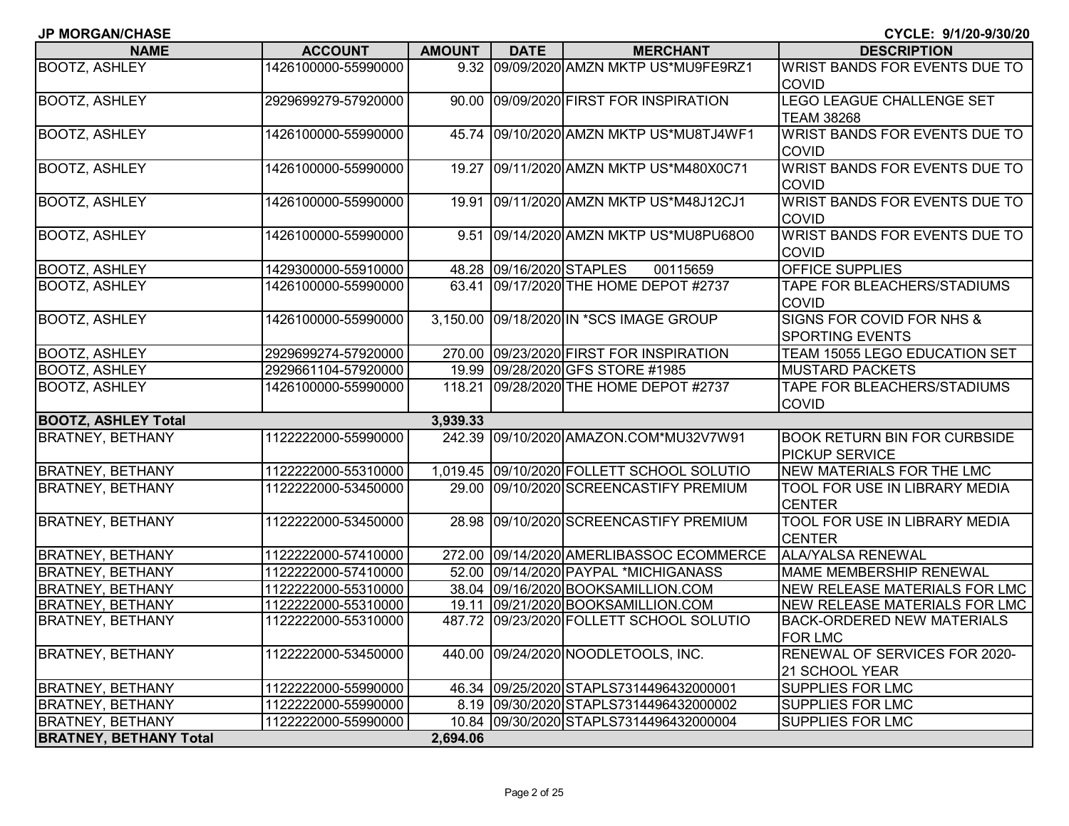**JP MORGAN/CHASE** **CYCLE: 9/1/20-9/30/20**

| NAME | ACCOUNT | AMOUNT | DATE | MERCHANT | DESCRIPTION |
|---|---|---|---|---|---|
| BOOTZ, ASHLEY | 1426100000-55990000 | 9.32 | 09/09/2020 | AMZN MKTP US*MU9FE9RZ1 | WRIST BANDS FOR EVENTS DUE TO COVID |
| BOOTZ, ASHLEY | 2929699279-57920000 | 90.00 | 09/09/2020 | FIRST FOR INSPIRATION | LEGO LEAGUE CHALLENGE SET TEAM 38268 |
| BOOTZ, ASHLEY | 1426100000-55990000 | 45.74 | 09/10/2020 | AMZN MKTP US*MU8TJ4WF1 | WRIST BANDS FOR EVENTS DUE TO COVID |
| BOOTZ, ASHLEY | 1426100000-55990000 | 19.27 | 09/11/2020 | AMZN MKTP US*M480X0C71 | WRIST BANDS FOR EVENTS DUE TO COVID |
| BOOTZ, ASHLEY | 1426100000-55990000 | 19.91 | 09/11/2020 | AMZN MKTP US*M48J12CJ1 | WRIST BANDS FOR EVENTS DUE TO COVID |
| BOOTZ, ASHLEY | 1426100000-55990000 | 9.51 | 09/14/2020 | AMZN MKTP US*MU8PU68O0 | WRIST BANDS FOR EVENTS DUE TO COVID |
| BOOTZ, ASHLEY | 1429300000-55910000 | 48.28 | 09/16/2020 | STAPLES 00115659 | OFFICE SUPPLIES |
| BOOTZ, ASHLEY | 1426100000-55990000 | 63.41 | 09/17/2020 | THE HOME DEPOT #2737 | TAPE FOR BLEACHERS/STADIUMS COVID |
| BOOTZ, ASHLEY | 1426100000-55990000 | 3,150.00 | 09/18/2020 | IN *SCS IMAGE GROUP | SIGNS FOR COVID FOR NHS & SPORTING EVENTS |
| BOOTZ, ASHLEY | 2929699274-57920000 | 270.00 | 09/23/2020 | FIRST FOR INSPIRATION | TEAM 15055 LEGO EDUCATION SET |
| BOOTZ, ASHLEY | 2929661104-57920000 | 19.99 | 09/28/2020 | GFS STORE #1985 | MUSTARD PACKETS |
| BOOTZ, ASHLEY | 1426100000-55990000 | 118.21 | 09/28/2020 | THE HOME DEPOT #2737 | TAPE FOR BLEACHERS/STADIUMS COVID |
| **BOOTZ, ASHLEY Total** | | **3,939.33** | | | |
| BRATNEY, BETHANY | 1122222000-55990000 | 242.39 | 09/10/2020 | AMAZON.COM*MU32V7W91 | BOOK RETURN BIN FOR CURBSIDE PICKUP SERVICE |
| BRATNEY, BETHANY | 1122222000-55310000 | 1,019.45 | 09/10/2020 | FOLLETT SCHOOL SOLUTIO | NEW MATERIALS FOR THE LMC |
| BRATNEY, BETHANY | 1122222000-53450000 | 29.00 | 09/10/2020 | SCREENCASTIFY PREMIUM | TOOL FOR USE IN LIBRARY MEDIA CENTER |
| BRATNEY, BETHANY | 1122222000-53450000 | 28.98 | 09/10/2020 | SCREENCASTIFY PREMIUM | TOOL FOR USE IN LIBRARY MEDIA CENTER |
| BRATNEY, BETHANY | 1122222000-57410000 | 272.00 | 09/14/2020 | AMERLIBASSOC ECOMMERCE | ALA/YALSA RENEWAL |
| BRATNEY, BETHANY | 1122222000-57410000 | 52.00 | 09/14/2020 | PAYPAL *MICHIGANASS | MAME MEMBERSHIP RENEWAL |
| BRATNEY, BETHANY | 1122222000-55310000 | 38.04 | 09/16/2020 | BOOKSAMILLION.COM | NEW RELEASE MATERIALS FOR LMC |
| BRATNEY, BETHANY | 1122222000-55310000 | 19.11 | 09/21/2020 | BOOKSAMILLION.COM | NEW RELEASE MATERIALS FOR LMC |
| BRATNEY, BETHANY | 1122222000-55310000 | 487.72 | 09/23/2020 | FOLLETT SCHOOL SOLUTIO | BACK-ORDERED NEW MATERIALS FOR LMC |
| BRATNEY, BETHANY | 1122222000-53450000 | 440.00 | 09/24/2020 | NOODLETOOLS, INC. | RENEWAL OF SERVICES FOR 2020-21 SCHOOL YEAR |
| BRATNEY, BETHANY | 1122222000-55990000 | 46.34 | 09/25/2020 | STAPLS7314496432000001 | SUPPLIES FOR LMC |
| BRATNEY, BETHANY | 1122222000-55990000 | 8.19 | 09/30/2020 | STAPLS7314496432000002 | SUPPLIES FOR LMC |
| BRATNEY, BETHANY | 1122222000-55990000 | 10.84 | 09/30/2020 | STAPLS7314496432000004 | SUPPLIES FOR LMC |
| **BRATNEY, BETHANY Total** | | **2,694.06** | | | |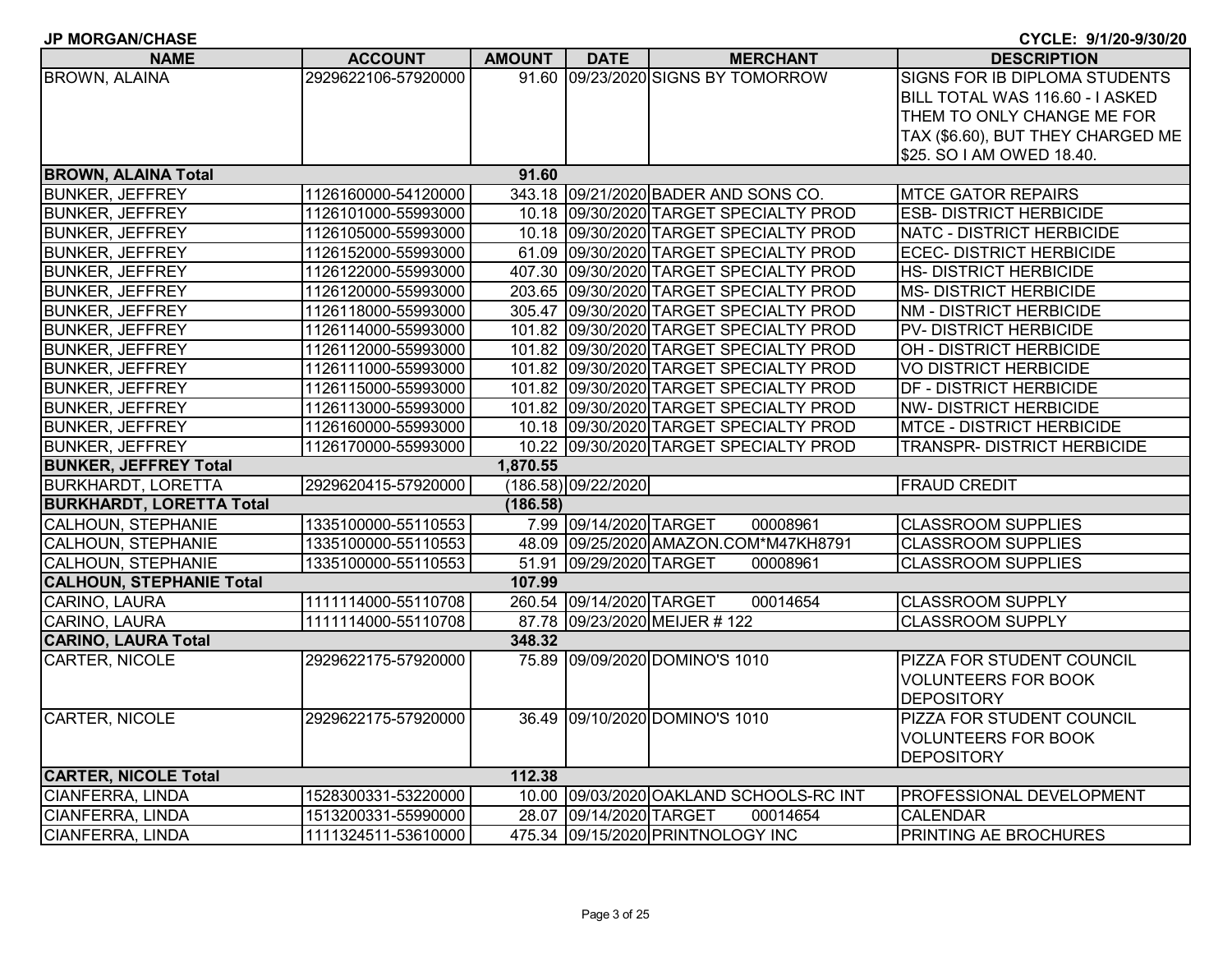**JP MORGAN/CHASE** **CYCLE: 9/1/20-9/30/20**

| NAME | ACCOUNT | AMOUNT | DATE | MERCHANT | DESCRIPTION |
|---|---|---|---|---|---|
| BROWN, ALAINA | 2929622106-57920000 | 91.60 | 09/23/2020 | SIGNS BY TOMORROW | SIGNS FOR IB DIPLOMA STUDENTS BILL TOTAL WAS 116.60 - I ASKED THEM TO ONLY CHANGE ME FOR TAX ($6.60), BUT THEY CHARGED ME $25. SO I AM OWED 18.40. |
| **BROWN, ALAINA Total** | | **91.60** | | | |
| BUNKER, JEFFREY | 1126160000-54120000 | 343.18 | 09/21/2020 | BADER AND SONS CO. | MTCE GATOR REPAIRS |
| BUNKER, JEFFREY | 1126101000-55993000 | 10.18 | 09/30/2020 | TARGET SPECIALTY PROD | ESB- DISTRICT HERBICIDE |
| BUNKER, JEFFREY | 1126105000-55993000 | 10.18 | 09/30/2020 | TARGET SPECIALTY PROD | NATC - DISTRICT HERBICIDE |
| BUNKER, JEFFREY | 1126152000-55993000 | 61.09 | 09/30/2020 | TARGET SPECIALTY PROD | ECEC- DISTRICT HERBICIDE |
| BUNKER, JEFFREY | 1126122000-55993000 | 407.30 | 09/30/2020 | TARGET SPECIALTY PROD | HS- DISTRICT HERBICIDE |
| BUNKER, JEFFREY | 1126120000-55993000 | 203.65 | 09/30/2020 | TARGET SPECIALTY PROD | MS- DISTRICT HERBICIDE |
| BUNKER, JEFFREY | 1126118000-55993000 | 305.47 | 09/30/2020 | TARGET SPECIALTY PROD | NM - DISTRICT HERBICIDE |
| BUNKER, JEFFREY | 1126114000-55993000 | 101.82 | 09/30/2020 | TARGET SPECIALTY PROD | PV- DISTRICT HERBICIDE |
| BUNKER, JEFFREY | 1126112000-55993000 | 101.82 | 09/30/2020 | TARGET SPECIALTY PROD | OH - DISTRICT HERBICIDE |
| BUNKER, JEFFREY | 1126111000-55993000 | 101.82 | 09/30/2020 | TARGET SPECIALTY PROD | VO DISTRICT HERBICIDE |
| BUNKER, JEFFREY | 1126115000-55993000 | 101.82 | 09/30/2020 | TARGET SPECIALTY PROD | DF - DISTRICT HERBICIDE |
| BUNKER, JEFFREY | 1126113000-55993000 | 101.82 | 09/30/2020 | TARGET SPECIALTY PROD | NW- DISTRICT HERBICIDE |
| BUNKER, JEFFREY | 1126160000-55993000 | 10.18 | 09/30/2020 | TARGET SPECIALTY PROD | MTCE - DISTRICT HERBICIDE |
| BUNKER, JEFFREY | 1126170000-55993000 | 10.22 | 09/30/2020 | TARGET SPECIALTY PROD | TRANSPR- DISTRICT HERBICIDE |
| **BUNKER, JEFFREY Total** | | **1,870.55** | | | |
| BURKHARDT, LORETTA | 2929620415-57920000 | (186.58) | 09/22/2020 | | FRAUD CREDIT |
| **BURKHARDT, LORETTA Total** | | **(186.58)** | | | |
| CALHOUN, STEPHANIE | 1335100000-55110553 | 7.99 | 09/14/2020 | TARGET 00008961 | CLASSROOM SUPPLIES |
| CALHOUN, STEPHANIE | 1335100000-55110553 | 48.09 | 09/25/2020 | AMAZON.COM*M47KH8791 | CLASSROOM SUPPLIES |
| CALHOUN, STEPHANIE | 1335100000-55110553 | 51.91 | 09/29/2020 | TARGET 00008961 | CLASSROOM SUPPLIES |
| **CALHOUN, STEPHANIE Total** | | **107.99** | | | |
| CARINO, LAURA | 1111114000-55110708 | 260.54 | 09/14/2020 | TARGET 00014654 | CLASSROOM SUPPLY |
| CARINO, LAURA | 1111114000-55110708 | 87.78 | 09/23/2020 | MEIJER # 122 | CLASSROOM SUPPLY |
| **CARINO, LAURA Total** | | **348.32** | | | |
| CARTER, NICOLE | 2929622175-57920000 | 75.89 | 09/09/2020 | DOMINO'S 1010 | PIZZA FOR STUDENT COUNCIL VOLUNTEERS FOR BOOK DEPOSITORY |
| CARTER, NICOLE | 2929622175-57920000 | 36.49 | 09/10/2020 | DOMINO'S 1010 | PIZZA FOR STUDENT COUNCIL VOLUNTEERS FOR BOOK DEPOSITORY |
| **CARTER, NICOLE Total** | | **112.38** | | | |
| CIANFERRA, LINDA | 1528300331-53220000 | 10.00 | 09/03/2020 | OAKLAND SCHOOLS-RC INT | PROFESSIONAL DEVELOPMENT |
| CIANFERRA, LINDA | 1513200331-55990000 | 28.07 | 09/14/2020 | TARGET 00014654 | CALENDAR |
| CIANFERRA, LINDA | 1111324511-53610000 | 475.34 | 09/15/2020 | PRINTNOLOGY INC | PRINTING AE BROCHURES |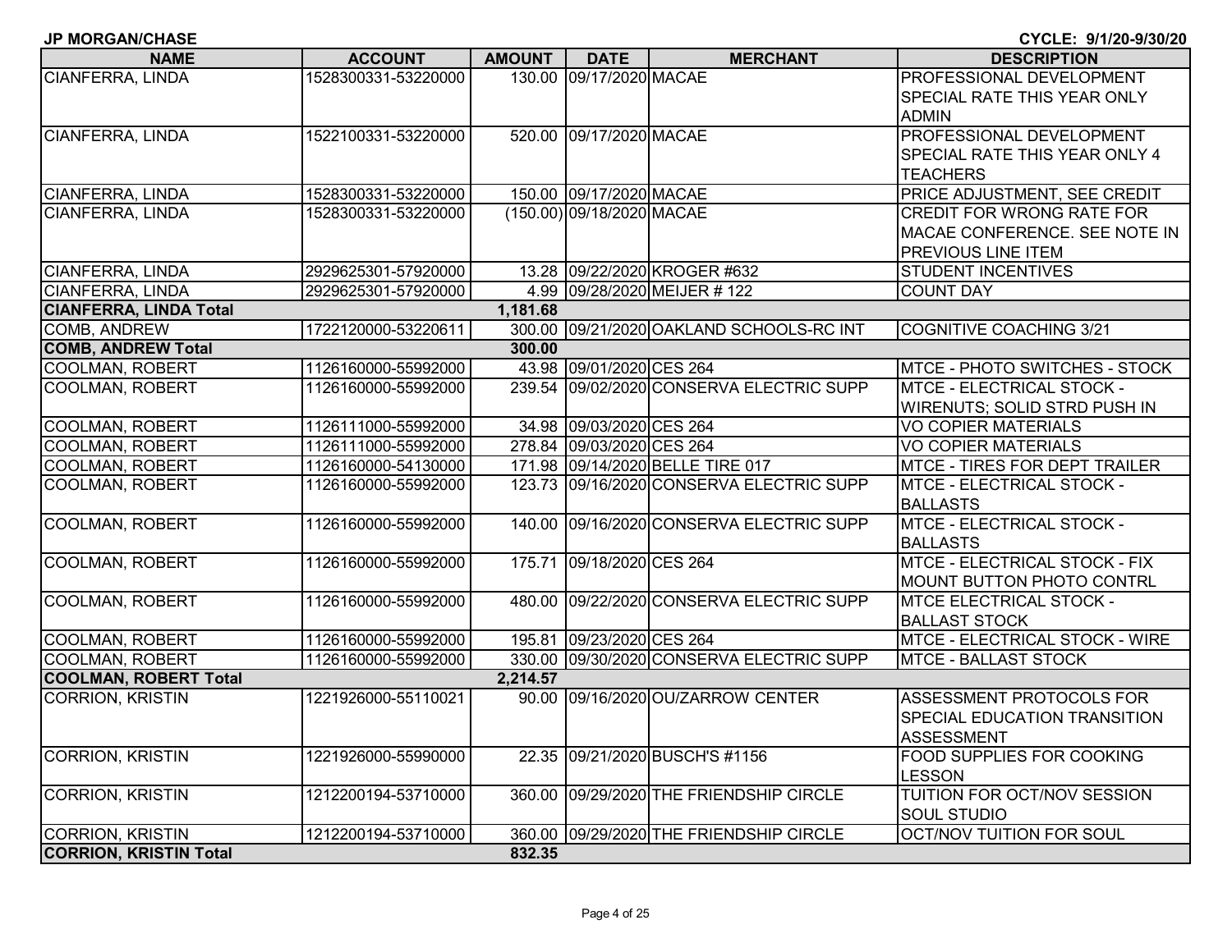**JP MORGAN/CHASE** **CYCLE: 9/1/20-9/30/20**

| NAME | ACCOUNT | AMOUNT | DATE | MERCHANT | DESCRIPTION |
|---|---|---|---|---|---|
| CIANFERRA, LINDA | 1528300331-53220000 | 130.00 | 09/17/2020 | MACAE | PROFESSIONAL DEVELOPMENT SPECIAL RATE THIS YEAR ONLY ADMIN |
| CIANFERRA, LINDA | 1522100331-53220000 | 520.00 | 09/17/2020 | MACAE | PROFESSIONAL DEVELOPMENT SPECIAL RATE THIS YEAR ONLY 4 TEACHERS |
| CIANFERRA, LINDA | 1528300331-53220000 | 150.00 | 09/17/2020 | MACAE | PRICE ADJUSTMENT, SEE CREDIT |
| CIANFERRA, LINDA | 1528300331-53220000 | (150.00) | 09/18/2020 | MACAE | CREDIT FOR WRONG RATE FOR MACAE CONFERENCE. SEE NOTE IN PREVIOUS LINE ITEM |
| CIANFERRA, LINDA | 2929625301-57920000 | 13.28 | 09/22/2020 | KROGER #632 | STUDENT INCENTIVES |
| CIANFERRA, LINDA | 2929625301-57920000 | 4.99 | 09/28/2020 | MEIJER # 122 | COUNT DAY |
| **CIANFERRA, LINDA Total** | | **1,181.68** | | | |
| COMB, ANDREW | 1722120000-53220611 | 300.00 | 09/21/2020 | OAKLAND SCHOOLS-RC INT | COGNITIVE COACHING 3/21 |
| **COMB, ANDREW Total** | | **300.00** | | | |
| COOLMAN, ROBERT | 1126160000-55992000 | 43.98 | 09/01/2020 | CES 264 | MTCE - PHOTO SWITCHES - STOCK |
| COOLMAN, ROBERT | 1126160000-55992000 | 239.54 | 09/02/2020 | CONSERVA ELECTRIC SUPP | MTCE - ELECTRICAL STOCK - WIRENUTS; SOLID STRD PUSH IN |
| COOLMAN, ROBERT | 1126111000-55992000 | 34.98 | 09/03/2020 | CES 264 | VO COPIER MATERIALS |
| COOLMAN, ROBERT | 1126111000-55992000 | 278.84 | 09/03/2020 | CES 264 | VO COPIER MATERIALS |
| COOLMAN, ROBERT | 1126160000-54130000 | 171.98 | 09/14/2020 | BELLE TIRE 017 | MTCE - TIRES FOR DEPT TRAILER |
| COOLMAN, ROBERT | 1126160000-55992000 | 123.73 | 09/16/2020 | CONSERVA ELECTRIC SUPP | MTCE - ELECTRICAL STOCK - BALLASTS |
| COOLMAN, ROBERT | 1126160000-55992000 | 140.00 | 09/16/2020 | CONSERVA ELECTRIC SUPP | MTCE - ELECTRICAL STOCK - BALLASTS |
| COOLMAN, ROBERT | 1126160000-55992000 | 175.71 | 09/18/2020 | CES 264 | MTCE - ELECTRICAL STOCK - FIX MOUNT BUTTON PHOTO CONTRL |
| COOLMAN, ROBERT | 1126160000-55992000 | 480.00 | 09/22/2020 | CONSERVA ELECTRIC SUPP | MTCE ELECTRICAL STOCK - BALLAST STOCK |
| COOLMAN, ROBERT | 1126160000-55992000 | 195.81 | 09/23/2020 | CES 264 | MTCE - ELECTRICAL STOCK - WIRE |
| COOLMAN, ROBERT | 1126160000-55992000 | 330.00 | 09/30/2020 | CONSERVA ELECTRIC SUPP | MTCE - BALLAST STOCK |
| **COOLMAN, ROBERT Total** | | **2,214.57** | | | |
| CORRION, KRISTIN | 1221926000-55110021 | 90.00 | 09/16/2020 | OU/ZARROW CENTER | ASSESSMENT PROTOCOLS FOR SPECIAL EDUCATION TRANSITION ASSESSMENT |
| CORRION, KRISTIN | 1221926000-55990000 | 22.35 | 09/21/2020 | BUSCH'S #1156 | FOOD SUPPLIES FOR COOKING LESSON |
| CORRION, KRISTIN | 1212200194-53710000 | 360.00 | 09/29/2020 | THE FRIENDSHIP CIRCLE | TUITION FOR OCT/NOV SESSION SOUL STUDIO |
| CORRION, KRISTIN | 1212200194-53710000 | 360.00 | 09/29/2020 | THE FRIENDSHIP CIRCLE | OCT/NOV TUITION FOR SOUL |
| **CORRION, KRISTIN Total** | | **832.35** | | | |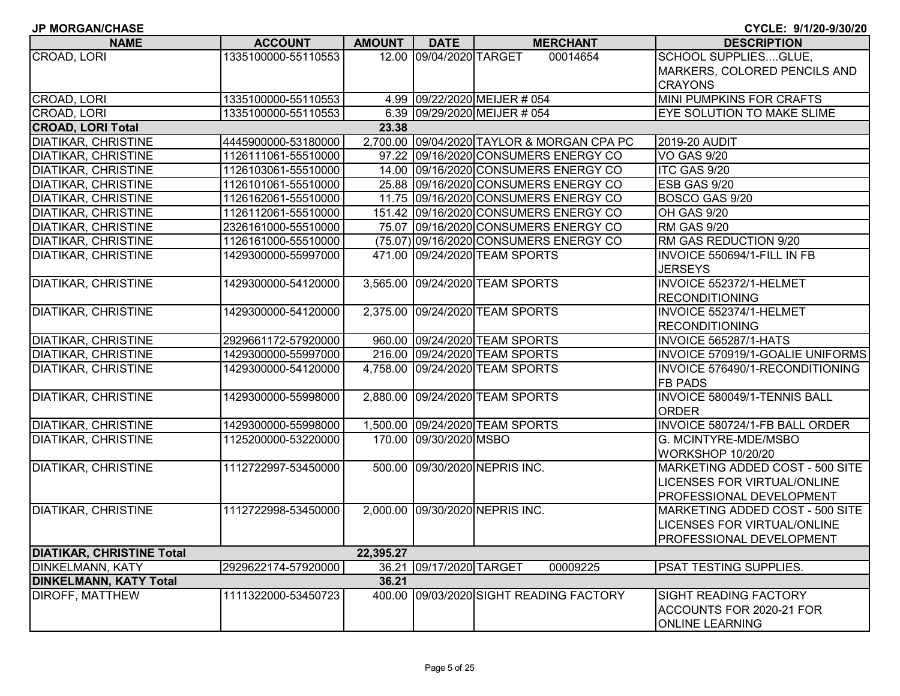JP MORGAN/CHASE

CYCLE: 9/1/20-9/30/20

| NAME | ACCOUNT | AMOUNT | DATE | MERCHANT | DESCRIPTION |
|---|---|---|---|---|---|
| CROAD, LORI | 1335100000-55110553 | 12.00 | 09/04/2020 | TARGET 00014654 | SCHOOL SUPPLIES....GLUE, MARKERS, COLORED PENCILS AND CRAYONS |
| CROAD, LORI | 1335100000-55110553 | 4.99 | 09/22/2020 | MEIJER # 054 | MINI PUMPKINS FOR CRAFTS |
| CROAD, LORI | 1335100000-55110553 | 6.39 | 09/29/2020 | MEIJER # 054 | EYE SOLUTION TO MAKE SLIME |
| **CROAD, LORI Total** | | **23.38** | | | |
| DIATIKAR, CHRISTINE | 4445900000-53180000 | 2,700.00 | 09/04/2020 | TAYLOR & MORGAN CPA PC | 2019-20 AUDIT |
| DIATIKAR, CHRISTINE | 1126111061-55510000 | 97.22 | 09/16/2020 | CONSUMERS ENERGY CO | VO GAS 9/20 |
| DIATIKAR, CHRISTINE | 1126103061-55510000 | 14.00 | 09/16/2020 | CONSUMERS ENERGY CO | ITC GAS 9/20 |
| DIATIKAR, CHRISTINE | 1126101061-55510000 | 25.88 | 09/16/2020 | CONSUMERS ENERGY CO | ESB GAS 9/20 |
| DIATIKAR, CHRISTINE | 1126162061-55510000 | 11.75 | 09/16/2020 | CONSUMERS ENERGY CO | BOSCO GAS 9/20 |
| DIATIKAR, CHRISTINE | 1126112061-55510000 | 151.42 | 09/16/2020 | CONSUMERS ENERGY CO | OH GAS 9/20 |
| DIATIKAR, CHRISTINE | 2326161000-55510000 | 75.07 | 09/16/2020 | CONSUMERS ENERGY CO | RM GAS 9/20 |
| DIATIKAR, CHRISTINE | 1126161000-55510000 | (75.07) | 09/16/2020 | CONSUMERS ENERGY CO | RM GAS REDUCTION 9/20 |
| DIATIKAR, CHRISTINE | 1429300000-55997000 | 471.00 | 09/24/2020 | TEAM SPORTS | INVOICE 550694/1-FILL IN FB JERSEYS |
| DIATIKAR, CHRISTINE | 1429300000-54120000 | 3,565.00 | 09/24/2020 | TEAM SPORTS | INVOICE 552372/1-HELMET RECONDITIONING |
| DIATIKAR, CHRISTINE | 1429300000-54120000 | 2,375.00 | 09/24/2020 | TEAM SPORTS | INVOICE 552374/1-HELMET RECONDITIONING |
| DIATIKAR, CHRISTINE | 2929661172-57920000 | 960.00 | 09/24/2020 | TEAM SPORTS | INVOICE 565287/1-HATS |
| DIATIKAR, CHRISTINE | 1429300000-55997000 | 216.00 | 09/24/2020 | TEAM SPORTS | INVOICE 570919/1-GOALIE UNIFORMS |
| DIATIKAR, CHRISTINE | 1429300000-54120000 | 4,758.00 | 09/24/2020 | TEAM SPORTS | INVOICE 576490/1-RECONDITIONING FB PADS |
| DIATIKAR, CHRISTINE | 1429300000-55998000 | 2,880.00 | 09/24/2020 | TEAM SPORTS | INVOICE 580049/1-TENNIS BALL ORDER |
| DIATIKAR, CHRISTINE | 1429300000-55998000 | 1,500.00 | 09/24/2020 | TEAM SPORTS | INVOICE 580724/1-FB BALL ORDER |
| DIATIKAR, CHRISTINE | 1125200000-53220000 | 170.00 | 09/30/2020 | MSBO | G. MCINTYRE-MDE/MSBO WORKSHOP 10/20/20 |
| DIATIKAR, CHRISTINE | 1112722997-53450000 | 500.00 | 09/30/2020 | NEPRIS INC. | MARKETING ADDED COST - 500 SITE LICENSES FOR VIRTUAL/ONLINE PROFESSIONAL DEVELOPMENT |
| DIATIKAR, CHRISTINE | 1112722998-53450000 | 2,000.00 | 09/30/2020 | NEPRIS INC. | MARKETING ADDED COST - 500 SITE LICENSES FOR VIRTUAL/ONLINE PROFESSIONAL DEVELOPMENT |
| **DIATIKAR, CHRISTINE Total** | | **22,395.27** | | | |
| DINKELMANN, KATY | 2929622174-57920000 | 36.21 | 09/17/2020 | TARGET 00009225 | PSAT TESTING SUPPLIES. |
| **DINKELMANN, KATY Total** | | **36.21** | | | |
| DIROFF, MATTHEW | 1111322000-53450723 | 400.00 | 09/03/2020 | SIGHT READING FACTORY | SIGHT READING FACTORY ACCOUNTS FOR 2020-21 FOR ONLINE LEARNING |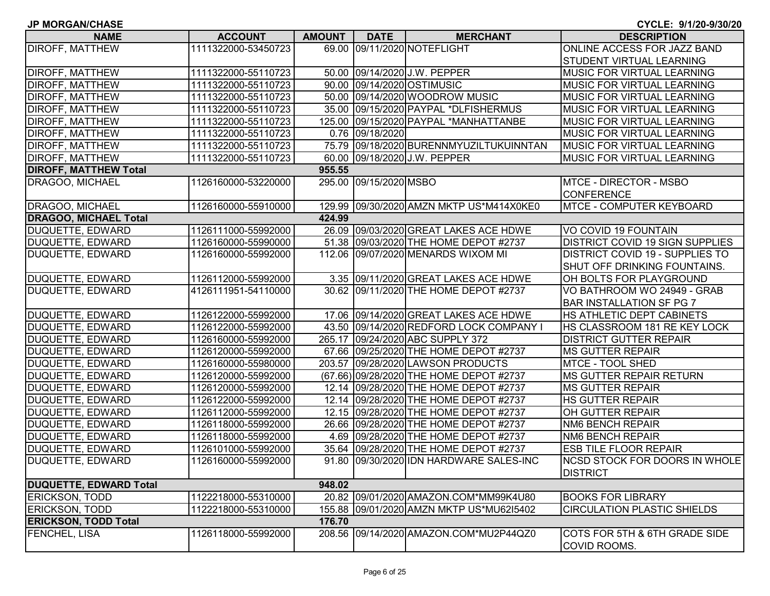JP MORGAN/CHASE | CYCLE: 9/1/20-9/30/20

| NAME | ACCOUNT | AMOUNT | DATE | MERCHANT | DESCRIPTION |
|---|---|---|---|---|---|
| DIROFF, MATTHEW | 1111322000-53450723 | 69.00 | 09/11/2020 | NOTEFLIGHT | ONLINE ACCESS FOR JAZZ BAND STUDENT VIRTUAL LEARNING |
| DIROFF, MATTHEW | 1111322000-55110723 | 50.00 | 09/14/2020 | J.W. PEPPER | MUSIC FOR VIRTUAL LEARNING |
| DIROFF, MATTHEW | 1111322000-55110723 | 90.00 | 09/14/2020 | OSTIMUSIC | MUSIC FOR VIRTUAL LEARNING |
| DIROFF, MATTHEW | 1111322000-55110723 | 50.00 | 09/14/2020 | WOODROW MUSIC | MUSIC FOR VIRTUAL LEARNING |
| DIROFF, MATTHEW | 1111322000-55110723 | 35.00 | 09/15/2020 | PAYPAL *DLFISHERMUS | MUSIC FOR VIRTUAL LEARNING |
| DIROFF, MATTHEW | 1111322000-55110723 | 125.00 | 09/15/2020 | PAYPAL *MANHATTANBE | MUSIC FOR VIRTUAL LEARNING |
| DIROFF, MATTHEW | 1111322000-55110723 | 0.76 | 09/18/2020 | | MUSIC FOR VIRTUAL LEARNING |
| DIROFF, MATTHEW | 1111322000-55110723 | 75.79 | 09/18/2020 | BURENNMYUZILTUKUINNTAN | MUSIC FOR VIRTUAL LEARNING |
| DIROFF, MATTHEW | 1111322000-55110723 | 60.00 | 09/18/2020 | J.W. PEPPER | MUSIC FOR VIRTUAL LEARNING |
| **DIROFF, MATTHEW Total** | | **955.55** | | | |
| DRAGOO, MICHAEL | 1126160000-53220000 | 295.00 | 09/15/2020 | MSBO | MTCE - DIRECTOR - MSBO CONFERENCE |
| DRAGOO, MICHAEL | 1126160000-55910000 | 129.99 | 09/30/2020 | AMZN MKTP US*M414X0KE0 | MTCE - COMPUTER KEYBOARD |
| **DRAGOO, MICHAEL Total** | | **424.99** | | | |
| DUQUETTE, EDWARD | 1126111000-55992000 | 26.09 | 09/03/2020 | GREAT LAKES ACE HDWE | VO COVID 19 FOUNTAIN |
| DUQUETTE, EDWARD | 1126160000-55990000 | 51.38 | 09/03/2020 | THE HOME DEPOT #2737 | DISTRICT COVID 19 SIGN SUPPLIES |
| DUQUETTE, EDWARD | 1126160000-55992000 | 112.06 | 09/07/2020 | MENARDS WIXOM MI | DISTRICT COVID 19 - SUPPLIES TO SHUT OFF DRINKING FOUNTAINS. |
| DUQUETTE, EDWARD | 1126112000-55992000 | 3.35 | 09/11/2020 | GREAT LAKES ACE HDWE | OH BOLTS FOR PLAYGROUND |
| DUQUETTE, EDWARD | 4126111951-54110000 | 30.62 | 09/11/2020 | THE HOME DEPOT #2737 | VO BATHROOM WO 24949 - GRAB BAR INSTALLATION SF PG 7 |
| DUQUETTE, EDWARD | 1126122000-55992000 | 17.06 | 09/14/2020 | GREAT LAKES ACE HDWE | HS ATHLETIC DEPT CABINETS |
| DUQUETTE, EDWARD | 1126122000-55992000 | 43.50 | 09/14/2020 | REDFORD LOCK COMPANY I | HS CLASSROOM 181 RE KEY LOCK |
| DUQUETTE, EDWARD | 1126160000-55992000 | 265.17 | 09/24/2020 | ABC SUPPLY 372 | DISTRICT GUTTER REPAIR |
| DUQUETTE, EDWARD | 1126120000-55992000 | 67.66 | 09/25/2020 | THE HOME DEPOT #2737 | MS GUTTER REPAIR |
| DUQUETTE, EDWARD | 1126160000-55980000 | 203.57 | 09/28/2020 | LAWSON PRODUCTS | MTCE - TOOL SHED |
| DUQUETTE, EDWARD | 1126120000-55992000 | (67.66) | 09/28/2020 | THE HOME DEPOT #2737 | MS GUTTER REPAIR RETURN |
| DUQUETTE, EDWARD | 1126120000-55992000 | 12.14 | 09/28/2020 | THE HOME DEPOT #2737 | MS GUTTER REPAIR |
| DUQUETTE, EDWARD | 1126122000-55992000 | 12.14 | 09/28/2020 | THE HOME DEPOT #2737 | HS GUTTER REPAIR |
| DUQUETTE, EDWARD | 1126112000-55992000 | 12.15 | 09/28/2020 | THE HOME DEPOT #2737 | OH GUTTER REPAIR |
| DUQUETTE, EDWARD | 1126118000-55992000 | 26.66 | 09/28/2020 | THE HOME DEPOT #2737 | NM6 BENCH REPAIR |
| DUQUETTE, EDWARD | 1126118000-55992000 | 4.69 | 09/28/2020 | THE HOME DEPOT #2737 | NM6 BENCH REPAIR |
| DUQUETTE, EDWARD | 1126101000-55992000 | 35.64 | 09/28/2020 | THE HOME DEPOT #2737 | ESB TILE FLOOR REPAIR |
| DUQUETTE, EDWARD | 1126160000-55992000 | 91.80 | 09/30/2020 | IDN HARDWARE SALES-INC | NCSD STOCK FOR DOORS IN WHOLE DISTRICT |
| **DUQUETTE, EDWARD Total** | | **948.02** | | | |
| ERICKSON, TODD | 1122218000-55310000 | 20.82 | 09/01/2020 | AMAZON.COM*MM99K4U80 | BOOKS FOR LIBRARY |
| ERICKSON, TODD | 1122218000-55310000 | 155.88 | 09/01/2020 | AMZN MKTP US*MU62I5402 | CIRCULATION PLASTIC SHIELDS |
| **ERICKSON, TODD Total** | | **176.70** | | | |
| FENCHEL, LISA | 1126118000-55992000 | 208.56 | 09/14/2020 | AMAZON.COM*MU2P44QZ0 | COTS FOR 5TH & 6TH GRADE SIDE COVID ROOMS. |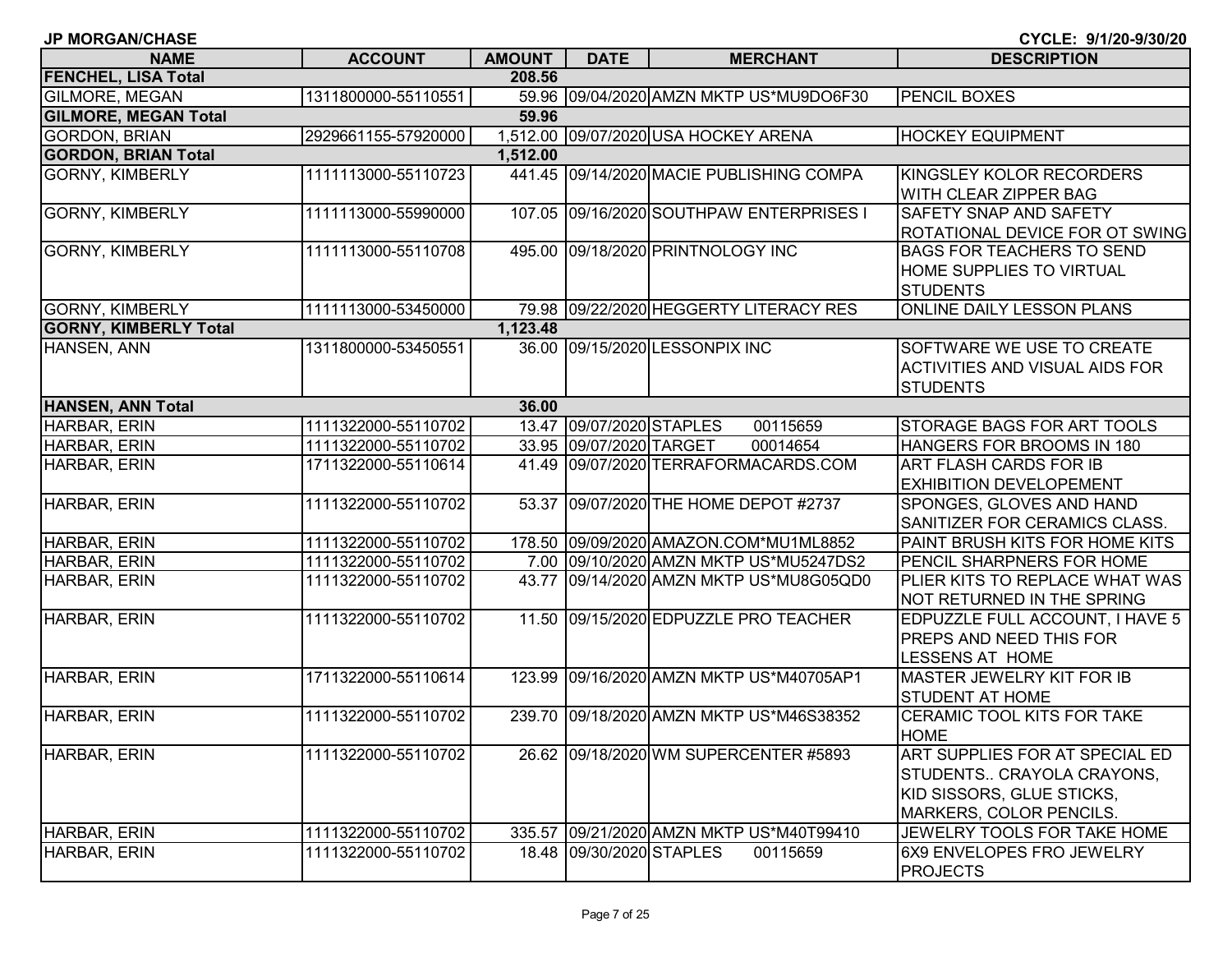**JP MORGAN/CHASE** CYCLE: 9/1/20-9/30/20

| NAME | ACCOUNT | AMOUNT | DATE | MERCHANT | DESCRIPTION |
|---|---|---|---|---|---|
| **FENCHEL, LISA Total** | | **208.56** | | | |
| GILMORE, MEGAN | 1311800000-55110551 | 59.96 | 09/04/2020 | AMZN MKTP US*MU9DO6F30 | PENCIL BOXES |
| **GILMORE, MEGAN Total** | | **59.96** | | | |
| GORDON, BRIAN | 2929661155-57920000 | 1,512.00 | 09/07/2020 | USA HOCKEY ARENA | HOCKEY EQUIPMENT |
| **GORDON, BRIAN Total** | | **1,512.00** | | | |
| GORNY, KIMBERLY | 1111113000-55110723 | 441.45 | 09/14/2020 | MACIE PUBLISHING COMPA | KINGSLEY KOLOR RECORDERS WITH CLEAR ZIPPER BAG |
| GORNY, KIMBERLY | 1111113000-55990000 | 107.05 | 09/16/2020 | SOUTHPAW ENTERPRISES I | SAFETY SNAP AND SAFETY ROTATIONAL DEVICE FOR OT SWING |
| GORNY, KIMBERLY | 1111113000-55110708 | 495.00 | 09/18/2020 | PRINTNOLOGY INC | BAGS FOR TEACHERS TO SEND HOME SUPPLIES TO VIRTUAL STUDENTS |
| GORNY, KIMBERLY | 1111113000-53450000 | 79.98 | 09/22/2020 | HEGGERTY LITERACY RES | ONLINE DAILY LESSON PLANS |
| **GORNY, KIMBERLY Total** | | **1,123.48** | | | |
| HANSEN, ANN | 1311800000-53450551 | 36.00 | 09/15/2020 | LESSONPIX INC | SOFTWARE WE USE TO CREATE ACTIVITIES AND VISUAL AIDS FOR STUDENTS |
| **HANSEN, ANN Total** | | **36.00** | | | |
| HARBAR, ERIN | 1111322000-55110702 | 13.47 | 09/07/2020 | STAPLES 00115659 | STORAGE BAGS FOR ART TOOLS |
| HARBAR, ERIN | 1111322000-55110702 | 33.95 | 09/07/2020 | TARGET 00014654 | HANGERS FOR BROOMS IN 180 |
| HARBAR, ERIN | 1711322000-55110614 | 41.49 | 09/07/2020 | TERRAFORMACARDS.COM | ART FLASH CARDS FOR IB EXHIBITION DEVELOPEMENT |
| HARBAR, ERIN | 1111322000-55110702 | 53.37 | 09/07/2020 | THE HOME DEPOT #2737 | SPONGES, GLOVES AND HAND SANITIZER FOR CERAMICS CLASS. |
| HARBAR, ERIN | 1111322000-55110702 | 178.50 | 09/09/2020 | AMAZON.COM*MU1ML8852 | PAINT BRUSH KITS FOR HOME KITS |
| HARBAR, ERIN | 1111322000-55110702 | 7.00 | 09/10/2020 | AMZN MKTP US*MU5247DS2 | PENCIL SHARPNERS FOR HOME |
| HARBAR, ERIN | 1111322000-55110702 | 43.77 | 09/14/2020 | AMZN MKTP US*MU8G05QD0 | PLIER KITS TO REPLACE WHAT WAS NOT RETURNED IN THE SPRING |
| HARBAR, ERIN | 1111322000-55110702 | 11.50 | 09/15/2020 | EDPUZZLE PRO TEACHER | EDPUZZLE FULL ACCOUNT, I HAVE 5 PREPS AND NEED THIS FOR LESSENS AT HOME |
| HARBAR, ERIN | 1711322000-55110614 | 123.99 | 09/16/2020 | AMZN MKTP US*M40705AP1 | MASTER JEWELRY KIT FOR IB STUDENT AT HOME |
| HARBAR, ERIN | 1111322000-55110702 | 239.70 | 09/18/2020 | AMZN MKTP US*M46S38352 | CERAMIC TOOL KITS FOR TAKE HOME |
| HARBAR, ERIN | 1111322000-55110702 | 26.62 | 09/18/2020 | WM SUPERCENTER #5893 | ART SUPPLIES FOR AT SPECIAL ED STUDENTS.. CRAYOLA CRAYONS, KID SISSORS, GLUE STICKS, MARKERS, COLOR PENCILS. |
| HARBAR, ERIN | 1111322000-55110702 | 335.57 | 09/21/2020 | AMZN MKTP US*M40T99410 | JEWELRY TOOLS FOR TAKE HOME |
| HARBAR, ERIN | 1111322000-55110702 | 18.48 | 09/30/2020 | STAPLES 00115659 | 6X9 ENVELOPES FRO JEWELRY PROJECTS |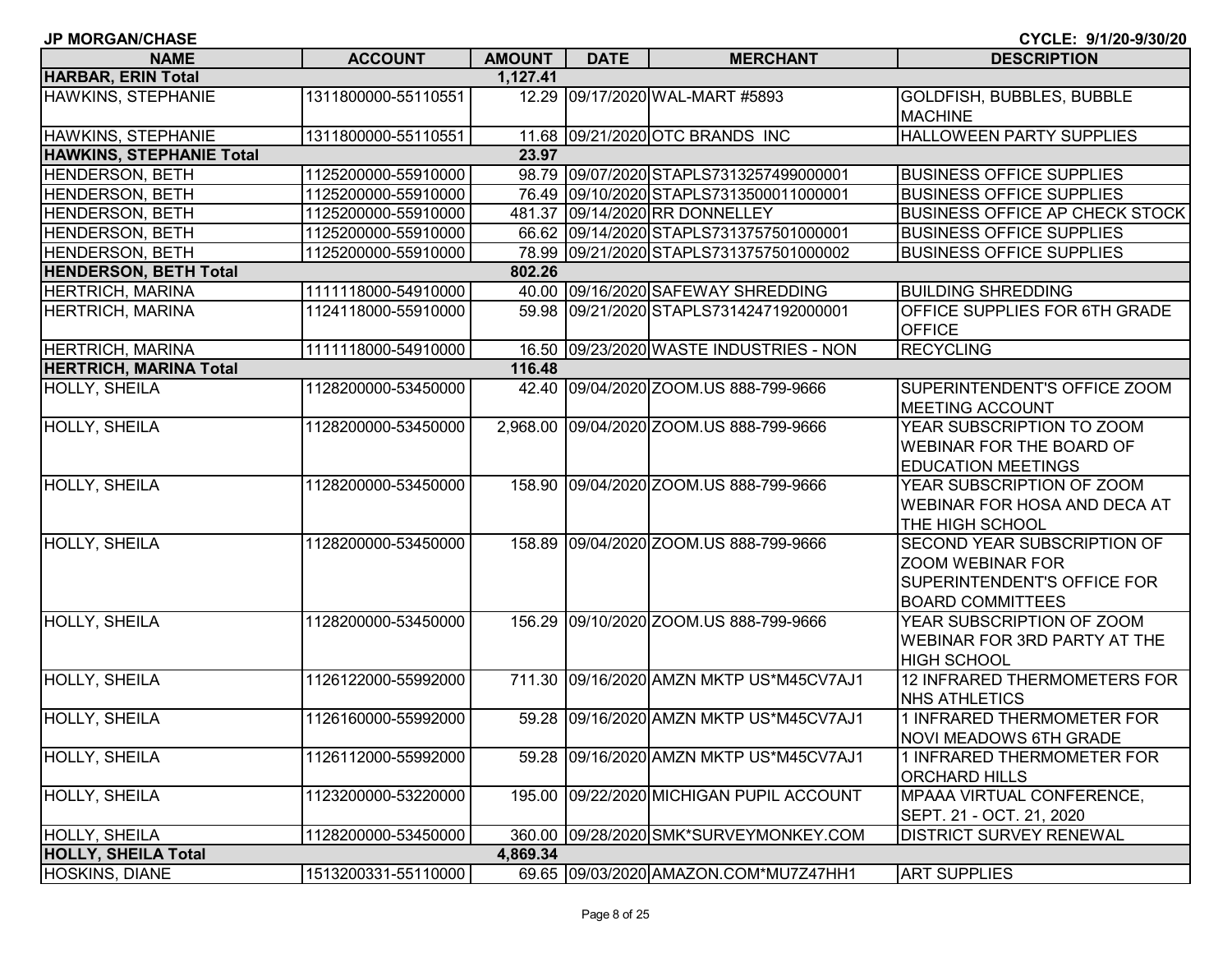**JP MORGAN/CHASE** CYCLE: 9/1/20-9/30/20

| NAME | ACCOUNT | AMOUNT | DATE | MERCHANT | DESCRIPTION |
|---|---|---|---|---|---|
| **HARBAR, ERIN Total** | | **1,127.41** | | | |
| HAWKINS, STEPHANIE | 1311800000-55110551 | 12.29 | 09/17/2020 | WAL-MART #5893 | GOLDFISH, BUBBLES, BUBBLE MACHINE |
| HAWKINS, STEPHANIE | 1311800000-55110551 | 11.68 | 09/21/2020 | OTC BRANDS INC | HALLOWEEN PARTY SUPPLIES |
| **HAWKINS, STEPHANIE Total** | | **23.97** | | | |
| HENDERSON, BETH | 1125200000-55910000 | 98.79 | 09/07/2020 | STAPLS7313257499000001 | BUSINESS OFFICE SUPPLIES |
| HENDERSON, BETH | 1125200000-55910000 | 76.49 | 09/10/2020 | STAPLS7313500011000001 | BUSINESS OFFICE SUPPLIES |
| HENDERSON, BETH | 1125200000-55910000 | 481.37 | 09/14/2020 | RR DONNELLEY | BUSINESS OFFICE AP CHECK STOCK |
| HENDERSON, BETH | 1125200000-55910000 | 66.62 | 09/14/2020 | STAPLS7313757501000001 | BUSINESS OFFICE SUPPLIES |
| HENDERSON, BETH | 1125200000-55910000 | 78.99 | 09/21/2020 | STAPLS7313757501000002 | BUSINESS OFFICE SUPPLIES |
| **HENDERSON, BETH Total** | | **802.26** | | | |
| HERTRICH, MARINA | 1111118000-54910000 | 40.00 | 09/16/2020 | SAFEWAY SHREDDING | BUILDING SHREDDING |
| HERTRICH, MARINA | 1124118000-55910000 | 59.98 | 09/21/2020 | STAPLS7314247192000001 | OFFICE SUPPLIES FOR 6TH GRADE OFFICE |
| HERTRICH, MARINA | 1111118000-54910000 | 16.50 | 09/23/2020 | WASTE INDUSTRIES - NON | RECYCLING |
| **HERTRICH, MARINA Total** | | **116.48** | | | |
| HOLLY, SHEILA | 1128200000-53450000 | 42.40 | 09/04/2020 | ZOOM.US 888-799-9666 | SUPERINTENDENT'S OFFICE ZOOM MEETING ACCOUNT |
| HOLLY, SHEILA | 1128200000-53450000 | 2,968.00 | 09/04/2020 | ZOOM.US 888-799-9666 | YEAR SUBSCRIPTION TO ZOOM WEBINAR FOR THE BOARD OF EDUCATION MEETINGS |
| HOLLY, SHEILA | 1128200000-53450000 | 158.90 | 09/04/2020 | ZOOM.US 888-799-9666 | YEAR SUBSCRIPTION OF ZOOM WEBINAR FOR HOSA AND DECA AT THE HIGH SCHOOL |
| HOLLY, SHEILA | 1128200000-53450000 | 158.89 | 09/04/2020 | ZOOM.US 888-799-9666 | SECOND YEAR SUBSCRIPTION OF ZOOM WEBINAR FOR SUPERINTENDENT'S OFFICE FOR BOARD COMMITTEES |
| HOLLY, SHEILA | 1128200000-53450000 | 156.29 | 09/10/2020 | ZOOM.US 888-799-9666 | YEAR SUBSCRIPTION OF ZOOM WEBINAR FOR 3RD PARTY AT THE HIGH SCHOOL |
| HOLLY, SHEILA | 1126122000-55992000 | 711.30 | 09/16/2020 | AMZN MKTP US*M45CV7AJ1 | 12 INFRARED THERMOMETERS FOR NHS ATHLETICS |
| HOLLY, SHEILA | 1126160000-55992000 | 59.28 | 09/16/2020 | AMZN MKTP US*M45CV7AJ1 | 1 INFRARED THERMOMETER FOR NOVI MEADOWS 6TH GRADE |
| HOLLY, SHEILA | 1126112000-55992000 | 59.28 | 09/16/2020 | AMZN MKTP US*M45CV7AJ1 | 1 INFRARED THERMOMETER FOR ORCHARD HILLS |
| HOLLY, SHEILA | 1123200000-53220000 | 195.00 | 09/22/2020 | MICHIGAN PUPIL ACCOUNT | MPAAA VIRTUAL CONFERENCE, SEPT. 21 - OCT. 21, 2020 |
| HOLLY, SHEILA | 1128200000-53450000 | 360.00 | 09/28/2020 | SMK*SURVEYMONKEY.COM | DISTRICT SURVEY RENEWAL |
| **HOLLY, SHEILA Total** | | **4,869.34** | | | |
| HOSKINS, DIANE | 1513200331-55110000 | 69.65 | 09/03/2020 | AMAZON.COM*MU7Z47HH1 | ART SUPPLIES |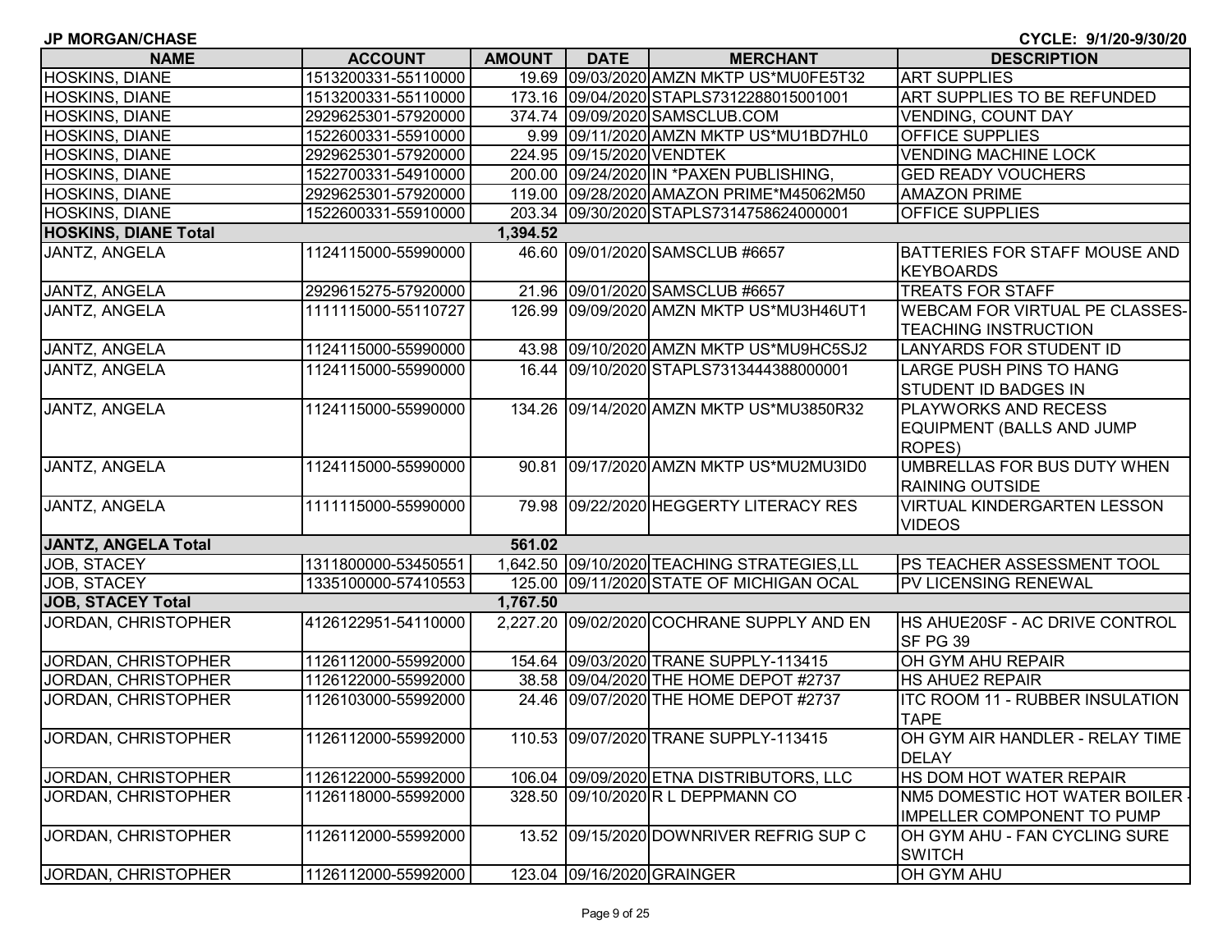**JP MORGAN/CHASE** | **CYCLE: 9/1/20-9/30/20**

| NAME | ACCOUNT | AMOUNT | DATE | MERCHANT | DESCRIPTION |
|---|---|---|---|---|---|
| HOSKINS, DIANE | 1513200331-55110000 | 19.69 | 09/03/2020 | AMZN MKTP US*MU0FE5T32 | ART SUPPLIES |
| HOSKINS, DIANE | 1513200331-55110000 | 173.16 | 09/04/2020 | STAPLS7312288015001001 | ART SUPPLIES TO BE REFUNDED |
| HOSKINS, DIANE | 2929625301-57920000 | 374.74 | 09/09/2020 | SAMSCLUB.COM | VENDING, COUNT DAY |
| HOSKINS, DIANE | 1522600331-55910000 | 9.99 | 09/11/2020 | AMZN MKTP US*MU1BD7HL0 | OFFICE SUPPLIES |
| HOSKINS, DIANE | 2929625301-57920000 | 224.95 | 09/15/2020 | VENDTEK | VENDING MACHINE LOCK |
| HOSKINS, DIANE | 1522700331-54910000 | 200.00 | 09/24/2020 | IN *PAXEN PUBLISHING, | GED READY VOUCHERS |
| HOSKINS, DIANE | 2929625301-57920000 | 119.00 | 09/28/2020 | AMAZON PRIME*M45062M50 | AMAZON PRIME |
| HOSKINS, DIANE | 1522600331-55910000 | 203.34 | 09/30/2020 | STAPLS7314758624000001 | OFFICE SUPPLIES |
| **HOSKINS, DIANE Total** | | **1,394.52** | | | |
| JANTZ, ANGELA | 1124115000-55990000 | 46.60 | 09/01/2020 | SAMSCLUB #6657 | BATTERIES FOR STAFF MOUSE AND KEYBOARDS |
| JANTZ, ANGELA | 2929615275-57920000 | 21.96 | 09/01/2020 | SAMSCLUB #6657 | TREATS FOR STAFF |
| JANTZ, ANGELA | 1111115000-55110727 | 126.99 | 09/09/2020 | AMZN MKTP US*MU3H46UT1 | WEBCAM FOR VIRTUAL PE CLASSES-TEACHING INSTRUCTION |
| JANTZ, ANGELA | 1124115000-55990000 | 43.98 | 09/10/2020 | AMZN MKTP US*MU9HC5SJ2 | LANYARDS FOR STUDENT ID |
| JANTZ, ANGELA | 1124115000-55990000 | 16.44 | 09/10/2020 | STAPLS7313444388000001 | LARGE PUSH PINS TO HANG STUDENT ID BADGES IN |
| JANTZ, ANGELA | 1124115000-55990000 | 134.26 | 09/14/2020 | AMZN MKTP US*MU3850R32 | PLAYWORKS AND RECESS EQUIPMENT (BALLS AND JUMP ROPES) |
| JANTZ, ANGELA | 1124115000-55990000 | 90.81 | 09/17/2020 | AMZN MKTP US*MU2MU3ID0 | UMBRELLAS FOR BUS DUTY WHEN RAINING OUTSIDE |
| JANTZ, ANGELA | 1111115000-55990000 | 79.98 | 09/22/2020 | HEGGERTY LITERACY RES | VIRTUAL KINDERGARTEN LESSON VIDEOS |
| **JANTZ, ANGELA Total** | | **561.02** | | | |
| JOB, STACEY | 1311800000-53450551 | 1,642.50 | 09/10/2020 | TEACHING STRATEGIES,LL | PS TEACHER ASSESSMENT TOOL |
| JOB, STACEY | 1335100000-57410553 | 125.00 | 09/11/2020 | STATE OF MICHIGAN OCAL | PV LICENSING RENEWAL |
| **JOB, STACEY Total** | | **1,767.50** | | | |
| JORDAN, CHRISTOPHER | 4126122951-54110000 | 2,227.20 | 09/02/2020 | COCHRANE SUPPLY AND EN | HS AHUE20SF - AC DRIVE CONTROL SF PG 39 |
| JORDAN, CHRISTOPHER | 1126112000-55992000 | 154.64 | 09/03/2020 | TRANE SUPPLY-113415 | OH GYM AHU REPAIR |
| JORDAN, CHRISTOPHER | 1126122000-55992000 | 38.58 | 09/04/2020 | THE HOME DEPOT #2737 | HS AHUE2 REPAIR |
| JORDAN, CHRISTOPHER | 1126103000-55992000 | 24.46 | 09/07/2020 | THE HOME DEPOT #2737 | ITC ROOM 11 - RUBBER INSULATION TAPE |
| JORDAN, CHRISTOPHER | 1126112000-55992000 | 110.53 | 09/07/2020 | TRANE SUPPLY-113415 | OH GYM AIR HANDLER - RELAY TIME DELAY |
| JORDAN, CHRISTOPHER | 1126122000-55992000 | 106.04 | 09/09/2020 | ETNA DISTRIBUTORS, LLC | HS DOM HOT WATER REPAIR |
| JORDAN, CHRISTOPHER | 1126118000-55992000 | 328.50 | 09/10/2020 | R L DEPPMANN CO | NM5 DOMESTIC HOT WATER BOILER - IMPELLER COMPONENT TO PUMP |
| JORDAN, CHRISTOPHER | 1126112000-55992000 | 13.52 | 09/15/2020 | DOWNRIVER REFRIG SUP C | OH GYM AHU - FAN CYCLING SURE SWITCH |
| JORDAN, CHRISTOPHER | 1126112000-55992000 | 123.04 | 09/16/2020 | GRAINGER | OH GYM AHU |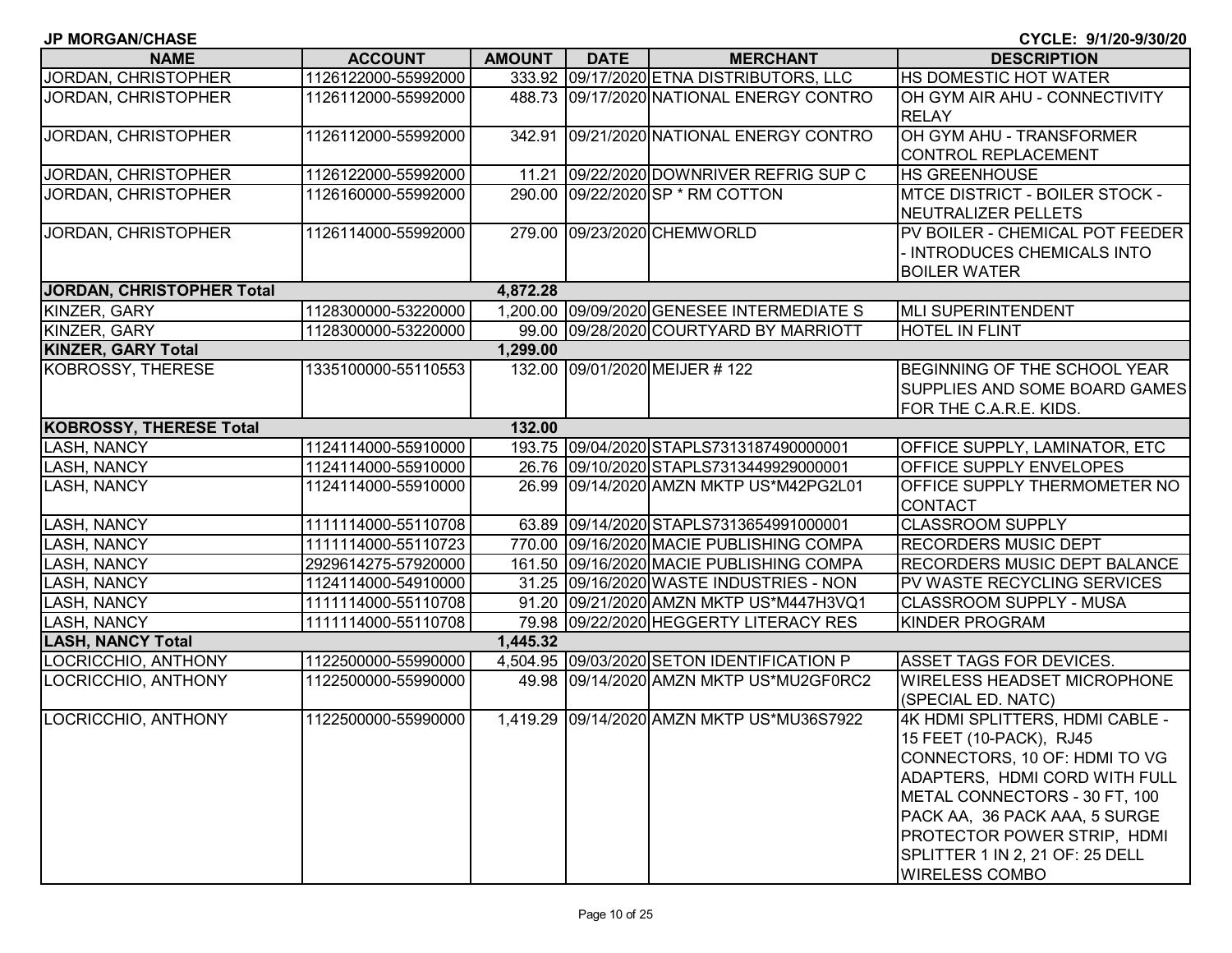**JP MORGAN/CHASE** **CYCLE: 9/1/20-9/30/20**

| NAME | ACCOUNT | AMOUNT | DATE | MERCHANT | DESCRIPTION |
|---|---|---|---|---|---|
| JORDAN, CHRISTOPHER | 1126122000-55992000 | 333.92 | 09/17/2020 | ETNA DISTRIBUTORS, LLC | HS DOMESTIC HOT WATER |
| JORDAN, CHRISTOPHER | 1126112000-55992000 | 488.73 | 09/17/2020 | NATIONAL ENERGY CONTRO | OH GYM AIR AHU - CONNECTIVITY RELAY |
| JORDAN, CHRISTOPHER | 1126112000-55992000 | 342.91 | 09/21/2020 | NATIONAL ENERGY CONTRO | OH GYM AHU - TRANSFORMER CONTROL REPLACEMENT |
| JORDAN, CHRISTOPHER | 1126122000-55992000 | 11.21 | 09/22/2020 | DOWNRIVER REFRIG SUP C | HS GREENHOUSE |
| JORDAN, CHRISTOPHER | 1126160000-55992000 | 290.00 | 09/22/2020 | SP * RM COTTON | MTCE DISTRICT - BOILER STOCK - NEUTRALIZER PELLETS |
| JORDAN, CHRISTOPHER | 1126114000-55992000 | 279.00 | 09/23/2020 | CHEMWORLD | PV BOILER - CHEMICAL POT FEEDER - INTRODUCES CHEMICALS INTO BOILER WATER |
| **JORDAN, CHRISTOPHER Total** | | **4,872.28** | | | |
| KINZER, GARY | 1128300000-53220000 | 1,200.00 | 09/09/2020 | GENESEE INTERMEDIATE S | MLI SUPERINTENDENT |
| KINZER, GARY | 1128300000-53220000 | 99.00 | 09/28/2020 | COURTYARD BY MARRIOTT | HOTEL IN FLINT |
| **KINZER, GARY Total** | | **1,299.00** | | | |
| KOBROSSY, THERESE | 1335100000-55110553 | 132.00 | 09/01/2020 | MEIJER # 122 | BEGINNING OF THE SCHOOL YEAR SUPPLIES AND SOME BOARD GAMES FOR THE C.A.R.E. KIDS. |
| **KOBROSSY, THERESE Total** | | **132.00** | | | |
| LASH, NANCY | 1124114000-55910000 | 193.75 | 09/04/2020 | STAPLS7313187490000001 | OFFICE SUPPLY, LAMINATOR, ETC |
| LASH, NANCY | 1124114000-55910000 | 26.76 | 09/10/2020 | STAPLS7313449929000001 | OFFICE SUPPLY ENVELOPES |
| LASH, NANCY | 1124114000-55910000 | 26.99 | 09/14/2020 | AMZN MKTP US*M42PG2L01 | OFFICE SUPPLY THERMOMETER NO CONTACT |
| LASH, NANCY | 1111114000-55110708 | 63.89 | 09/14/2020 | STAPLS7313654991000001 | CLASSROOM SUPPLY |
| LASH, NANCY | 1111114000-55110723 | 770.00 | 09/16/2020 | MACIE PUBLISHING COMPA | RECORDERS MUSIC DEPT |
| LASH, NANCY | 2929614275-57920000 | 161.50 | 09/16/2020 | MACIE PUBLISHING COMPA | RECORDERS MUSIC DEPT BALANCE |
| LASH, NANCY | 1124114000-54910000 | 31.25 | 09/16/2020 | WASTE INDUSTRIES - NON | PV WASTE RECYCLING SERVICES |
| LASH, NANCY | 1111114000-55110708 | 91.20 | 09/21/2020 | AMZN MKTP US*M447H3VQ1 | CLASSROOM SUPPLY - MUSA |
| LASH, NANCY | 1111114000-55110708 | 79.98 | 09/22/2020 | HEGGERTY LITERACY RES | KINDER PROGRAM |
| **LASH, NANCY Total** | | **1,445.32** | | | |
| LOCRICCHIO, ANTHONY | 1122500000-55990000 | 4,504.95 | 09/03/2020 | SETON IDENTIFICATION P | ASSET TAGS FOR DEVICES. |
| LOCRICCHIO, ANTHONY | 1122500000-55990000 | 49.98 | 09/14/2020 | AMZN MKTP US*MU2GF0RC2 | WIRELESS HEADSET MICROPHONE (SPECIAL ED. NATC) |
| LOCRICCHIO, ANTHONY | 1122500000-55990000 | 1,419.29 | 09/14/2020 | AMZN MKTP US*MU36S7922 | 4K HDMI SPLITTERS, HDMI CABLE - 15 FEET (10-PACK), RJ45 CONNECTORS, 10 OF: HDMI TO VG ADAPTERS, HDMI CORD WITH FULL METAL CONNECTORS - 30 FT, 100 PACK AA, 36 PACK AAA, 5 SURGE PROTECTOR POWER STRIP, HDMI SPLITTER 1 IN 2, 21 OF: 25 DELL WIRELESS COMBO |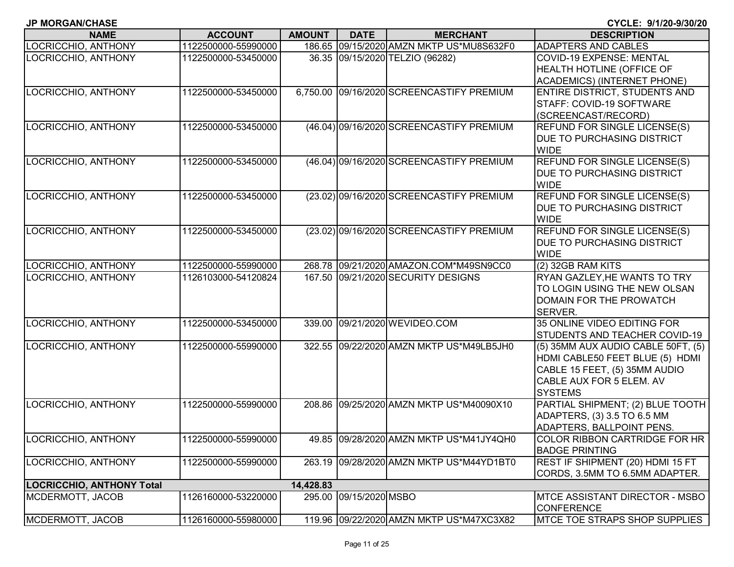**JP MORGAN/CHASE** **CYCLE: 9/1/20-9/30/20**

| NAME | ACCOUNT | AMOUNT | DATE | MERCHANT | DESCRIPTION |
|---|---|---|---|---|---|
| LOCRICCHIO, ANTHONY | 1122500000-55990000 | 186.65 | 09/15/2020 | AMZN MKTP US*MU8S632F0 | ADAPTERS AND CABLES |
| LOCRICCHIO, ANTHONY | 1122500000-53450000 | 36.35 | 09/15/2020 | TELZIO (96282) | COVID-19 EXPENSE: MENTAL HEALTH HOTLINE (OFFICE OF ACADEMICS) (INTERNET PHONE) |
| LOCRICCHIO, ANTHONY | 1122500000-53450000 | 6,750.00 | 09/16/2020 | SCREENCASTIFY PREMIUM | ENTIRE DISTRICT, STUDENTS AND STAFF: COVID-19 SOFTWARE (SCREENCAST/RECORD) |
| LOCRICCHIO, ANTHONY | 1122500000-53450000 | (46.04) | 09/16/2020 | SCREENCASTIFY PREMIUM | REFUND FOR SINGLE LICENSE(S) DUE TO PURCHASING DISTRICT WIDE |
| LOCRICCHIO, ANTHONY | 1122500000-53450000 | (46.04) | 09/16/2020 | SCREENCASTIFY PREMIUM | REFUND FOR SINGLE LICENSE(S) DUE TO PURCHASING DISTRICT WIDE |
| LOCRICCHIO, ANTHONY | 1122500000-53450000 | (23.02) | 09/16/2020 | SCREENCASTIFY PREMIUM | REFUND FOR SINGLE LICENSE(S) DUE TO PURCHASING DISTRICT WIDE |
| LOCRICCHIO, ANTHONY | 1122500000-53450000 | (23.02) | 09/16/2020 | SCREENCASTIFY PREMIUM | REFUND FOR SINGLE LICENSE(S) DUE TO PURCHASING DISTRICT WIDE |
| LOCRICCHIO, ANTHONY | 1122500000-55990000 | 268.78 | 09/21/2020 | AMAZON.COM*M49SN9CC0 | (2) 32GB RAM KITS |
| LOCRICCHIO, ANTHONY | 1126103000-54120824 | 167.50 | 09/21/2020 | SECURITY DESIGNS | RYAN GAZLEY,HE WANTS TO TRY TO LOGIN USING THE NEW OLSAN DOMAIN FOR THE PROWATCH SERVER. |
| LOCRICCHIO, ANTHONY | 1122500000-53450000 | 339.00 | 09/21/2020 | WEVIDEO.COM | 35 ONLINE VIDEO EDITING FOR STUDENTS AND TEACHER COVID-19 |
| LOCRICCHIO, ANTHONY | 1122500000-55990000 | 322.55 | 09/22/2020 | AMZN MKTP US*M49LB5JH0 | (5) 35MM AUX AUDIO CABLE 50FT, (5) HDMI CABLE50 FEET BLUE (5) HDMI CABLE 15 FEET, (5) 35MM AUDIO CABLE AUX FOR 5 ELEM. AV SYSTEMS |
| LOCRICCHIO, ANTHONY | 1122500000-55990000 | 208.86 | 09/25/2020 | AMZN MKTP US*M40090X10 | PARTIAL SHIPMENT; (2) BLUE TOOTH ADAPTERS, (3) 3.5 TO 6.5 MM ADAPTERS, BALLPOINT PENS. |
| LOCRICCHIO, ANTHONY | 1122500000-55990000 | 49.85 | 09/28/2020 | AMZN MKTP US*M41JY4QH0 | COLOR RIBBON CARTRIDGE FOR HR BADGE PRINTING |
| LOCRICCHIO, ANTHONY | 1122500000-55990000 | 263.19 | 09/28/2020 | AMZN MKTP US*M44YD1BT0 | REST IF SHIPMENT (20) HDMI 15 FT CORDS, 3.5MM TO 6.5MM ADAPTER. |
| **LOCRICCHIO, ANTHONY Total** | | **14,428.83** | | | |
| MCDERMOTT, JACOB | 1126160000-53220000 | 295.00 | 09/15/2020 | MSBO | MTCE ASSISTANT DIRECTOR - MSBO CONFERENCE |
| MCDERMOTT, JACOB | 1126160000-55980000 | 119.96 | 09/22/2020 | AMZN MKTP US*M47XC3X82 | MTCE TOE STRAPS SHOP SUPPLIES |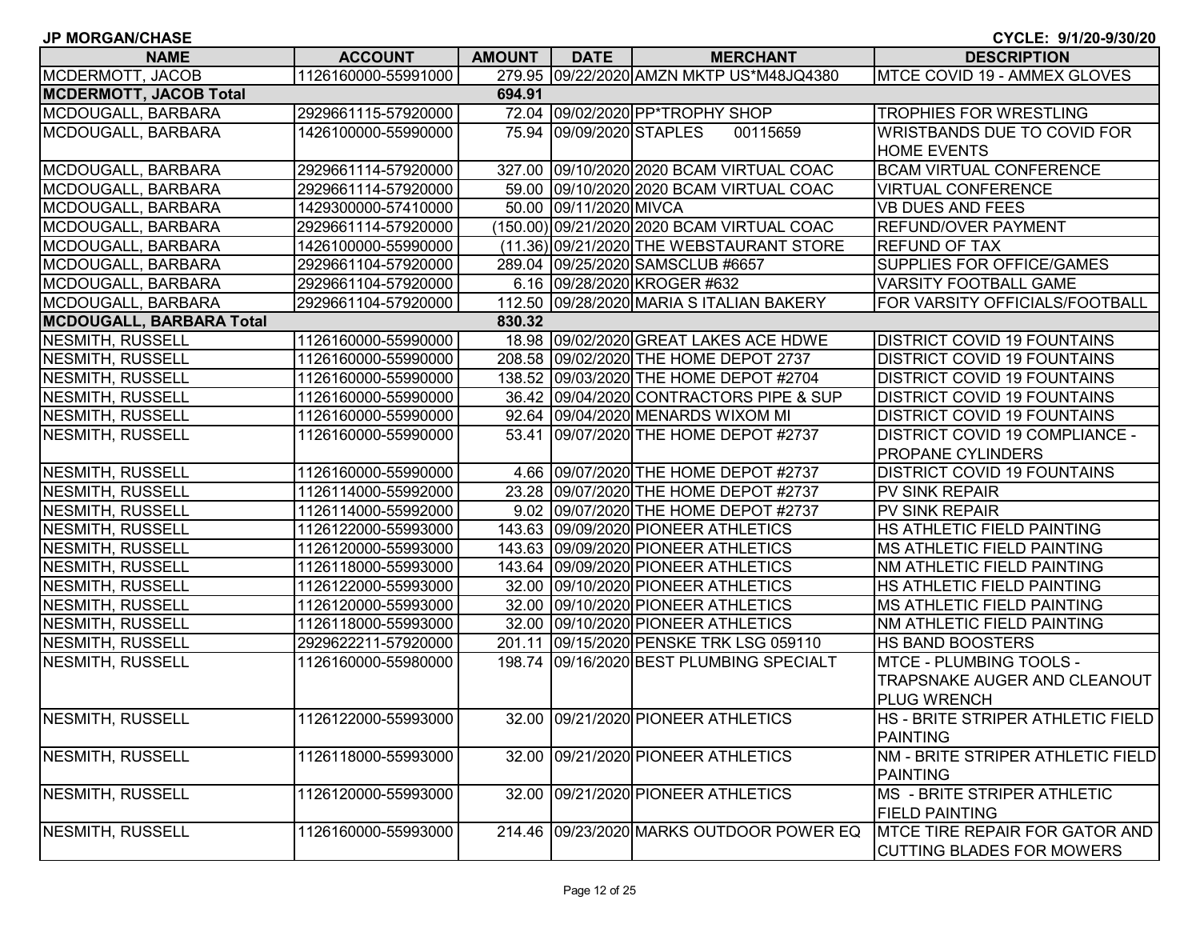**JP MORGAN/CHASE** **CYCLE: 9/1/20-9/30/20**

| NAME | ACCOUNT | AMOUNT | DATE | MERCHANT | DESCRIPTION |
|---|---|---|---|---|---|
| MCDERMOTT, JACOB | 1126160000-55991000 | 279.95 | 09/22/2020 | AMZN MKTP US*M48JQ4380 | MTCE COVID 19 - AMMEX GLOVES |
| **MCDERMOTT, JACOB Total** | | **694.91** | | | |
| MCDOUGALL, BARBARA | 2929661115-57920000 | 72.04 | 09/02/2020 | PP*TROPHY SHOP | TROPHIES FOR WRESTLING |
| MCDOUGALL, BARBARA | 1426100000-55990000 | 75.94 | 09/09/2020 | STAPLES 00115659 | WRISTBANDS DUE TO COVID FOR HOME EVENTS |
| MCDOUGALL, BARBARA | 2929661114-57920000 | 327.00 | 09/10/2020 | 2020 BCAM VIRTUAL COAC | BCAM VIRTUAL CONFERENCE |
| MCDOUGALL, BARBARA | 2929661114-57920000 | 59.00 | 09/10/2020 | 2020 BCAM VIRTUAL COAC | VIRTUAL CONFERENCE |
| MCDOUGALL, BARBARA | 1429300000-57410000 | 50.00 | 09/11/2020 | MIVCA | VB DUES AND FEES |
| MCDOUGALL, BARBARA | 2929661114-57920000 | (150.00) | 09/21/2020 | 2020 BCAM VIRTUAL COAC | REFUND/OVER PAYMENT |
| MCDOUGALL, BARBARA | 1426100000-55990000 | (11.36) | 09/21/2020 | THE WEBSTAURANT STORE | REFUND OF TAX |
| MCDOUGALL, BARBARA | 2929661104-57920000 | 289.04 | 09/25/2020 | SAMSCLUB #6657 | SUPPLIES FOR OFFICE/GAMES |
| MCDOUGALL, BARBARA | 2929661104-57920000 | 6.16 | 09/28/2020 | KROGER #632 | VARSITY FOOTBALL GAME |
| MCDOUGALL, BARBARA | 2929661104-57920000 | 112.50 | 09/28/2020 | MARIA S ITALIAN BAKERY | FOR VARSITY OFFICIALS/FOOTBALL |
| **MCDOUGALL, BARBARA Total** | | **830.32** | | | |
| NESMITH, RUSSELL | 1126160000-55990000 | 18.98 | 09/02/2020 | GREAT LAKES ACE HDWE | DISTRICT COVID 19 FOUNTAINS |
| NESMITH, RUSSELL | 1126160000-55990000 | 208.58 | 09/02/2020 | THE HOME DEPOT 2737 | DISTRICT COVID 19 FOUNTAINS |
| NESMITH, RUSSELL | 1126160000-55990000 | 138.52 | 09/03/2020 | THE HOME DEPOT #2704 | DISTRICT COVID 19 FOUNTAINS |
| NESMITH, RUSSELL | 1126160000-55990000 | 36.42 | 09/04/2020 | CONTRACTORS PIPE & SUP | DISTRICT COVID 19 FOUNTAINS |
| NESMITH, RUSSELL | 1126160000-55990000 | 92.64 | 09/04/2020 | MENARDS WIXOM MI | DISTRICT COVID 19 FOUNTAINS |
| NESMITH, RUSSELL | 1126160000-55990000 | 53.41 | 09/07/2020 | THE HOME DEPOT #2737 | DISTRICT COVID 19 COMPLIANCE - PROPANE CYLINDERS |
| NESMITH, RUSSELL | 1126160000-55990000 | 4.66 | 09/07/2020 | THE HOME DEPOT #2737 | DISTRICT COVID 19 FOUNTAINS |
| NESMITH, RUSSELL | 1126114000-55992000 | 23.28 | 09/07/2020 | THE HOME DEPOT #2737 | PV SINK REPAIR |
| NESMITH, RUSSELL | 1126114000-55992000 | 9.02 | 09/07/2020 | THE HOME DEPOT #2737 | PV SINK REPAIR |
| NESMITH, RUSSELL | 1126122000-55993000 | 143.63 | 09/09/2020 | PIONEER ATHLETICS | HS ATHLETIC FIELD PAINTING |
| NESMITH, RUSSELL | 1126120000-55993000 | 143.63 | 09/09/2020 | PIONEER ATHLETICS | MS ATHLETIC FIELD PAINTING |
| NESMITH, RUSSELL | 1126118000-55993000 | 143.64 | 09/09/2020 | PIONEER ATHLETICS | NM ATHLETIC FIELD PAINTING |
| NESMITH, RUSSELL | 1126122000-55993000 | 32.00 | 09/10/2020 | PIONEER ATHLETICS | HS ATHLETIC FIELD PAINTING |
| NESMITH, RUSSELL | 1126120000-55993000 | 32.00 | 09/10/2020 | PIONEER ATHLETICS | MS ATHLETIC FIELD PAINTING |
| NESMITH, RUSSELL | 1126118000-55993000 | 32.00 | 09/10/2020 | PIONEER ATHLETICS | NM ATHLETIC FIELD PAINTING |
| NESMITH, RUSSELL | 2929622211-57920000 | 201.11 | 09/15/2020 | PENSKE TRK LSG 059110 | HS BAND BOOSTERS |
| NESMITH, RUSSELL | 1126160000-55980000 | 198.74 | 09/16/2020 | BEST PLUMBING SPECIALT | MTCE - PLUMBING TOOLS - TRAPSNAKE AUGER AND CLEANOUT PLUG WRENCH |
| NESMITH, RUSSELL | 1126122000-55993000 | 32.00 | 09/21/2020 | PIONEER ATHLETICS | HS - BRITE STRIPER ATHLETIC FIELD PAINTING |
| NESMITH, RUSSELL | 1126118000-55993000 | 32.00 | 09/21/2020 | PIONEER ATHLETICS | NM - BRITE STRIPER ATHLETIC FIELD PAINTING |
| NESMITH, RUSSELL | 1126120000-55993000 | 32.00 | 09/21/2020 | PIONEER ATHLETICS | MS - BRITE STRIPER ATHLETIC FIELD PAINTING |
| NESMITH, RUSSELL | 1126160000-55993000 | 214.46 | 09/23/2020 | MARKS OUTDOOR POWER EQ | MTCE TIRE REPAIR FOR GATOR AND CUTTING BLADES FOR MOWERS |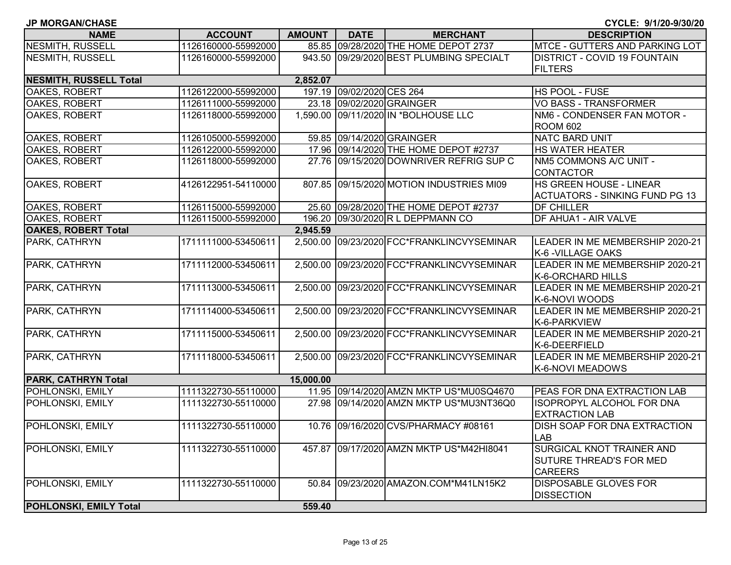JP MORGAN/CHASE CYCLE: 9/1/20-9/30/20

| NAME | ACCOUNT | AMOUNT | DATE | MERCHANT | DESCRIPTION |
|---|---|---|---|---|---|
| NESMITH, RUSSELL | 1126160000-55992000 | 85.85 | 09/28/2020 | THE HOME DEPOT 2737 | MTCE - GUTTERS AND PARKING LOT |
| NESMITH, RUSSELL | 1126160000-55992000 | 943.50 | 09/29/2020 | BEST PLUMBING SPECIALT | DISTRICT - COVID 19 FOUNTAIN FILTERS |
| **NESMITH, RUSSELL Total** | | **2,852.07** | | | |
| OAKES, ROBERT | 1126122000-55992000 | 197.19 | 09/02/2020 | CES 264 | HS POOL - FUSE |
| OAKES, ROBERT | 1126111000-55992000 | 23.18 | 09/02/2020 | GRAINGER | VO BASS - TRANSFORMER |
| OAKES, ROBERT | 1126118000-55992000 | 1,590.00 | 09/11/2020 | IN *BOLHOUSE LLC | NM6 - CONDENSER FAN MOTOR - ROOM 602 |
| OAKES, ROBERT | 1126105000-55992000 | 59.85 | 09/14/2020 | GRAINGER | NATC BARD UNIT |
| OAKES, ROBERT | 1126122000-55992000 | 17.96 | 09/14/2020 | THE HOME DEPOT #2737 | HS WATER HEATER |
| OAKES, ROBERT | 1126118000-55992000 | 27.76 | 09/15/2020 | DOWNRIVER REFRIG SUP C | NM5 COMMONS A/C UNIT - CONTACTOR |
| OAKES, ROBERT | 4126122951-54110000 | 807.85 | 09/15/2020 | MOTION INDUSTRIES MI09 | HS GREEN HOUSE - LINEAR ACTUATORS - SINKING FUND PG 13 |
| OAKES, ROBERT | 1126115000-55992000 | 25.60 | 09/28/2020 | THE HOME DEPOT #2737 | DF CHILLER |
| OAKES, ROBERT | 1126115000-55992000 | 196.20 | 09/30/2020 | R L DEPPMANN CO | DF AHUA1 - AIR VALVE |
| **OAKES, ROBERT Total** | | **2,945.59** | | | |
| PARK, CATHRYN | 1711111000-53450611 | 2,500.00 | 09/23/2020 | FCC*FRANKLINCVYSEMINAR | LEADER IN ME MEMBERSHIP 2020-21 K-6 -VILLAGE OAKS |
| PARK, CATHRYN | 1711112000-53450611 | 2,500.00 | 09/23/2020 | FCC*FRANKLINCVYSEMINAR | LEADER IN ME MEMBERSHIP 2020-21 K-6-ORCHARD HILLS |
| PARK, CATHRYN | 1711113000-53450611 | 2,500.00 | 09/23/2020 | FCC*FRANKLINCVYSEMINAR | LEADER IN ME MEMBERSHIP 2020-21 K-6-NOVI WOODS |
| PARK, CATHRYN | 1711114000-53450611 | 2,500.00 | 09/23/2020 | FCC*FRANKLINCVYSEMINAR | LEADER IN ME MEMBERSHIP 2020-21 K-6-PARKVIEW |
| PARK, CATHRYN | 1711115000-53450611 | 2,500.00 | 09/23/2020 | FCC*FRANKLINCVYSEMINAR | LEADER IN ME MEMBERSHIP 2020-21 K-6-DEERFIELD |
| PARK, CATHRYN | 1711118000-53450611 | 2,500.00 | 09/23/2020 | FCC*FRANKLINCVYSEMINAR | LEADER IN ME MEMBERSHIP 2020-21 K-6-NOVI MEADOWS |
| **PARK, CATHRYN Total** | | **15,000.00** | | | |
| POHLONSKI, EMILY | 1111322730-55110000 | 11.95 | 09/14/2020 | AMZN MKTP US*MU0SQ4670 | PEAS FOR DNA EXTRACTION LAB |
| POHLONSKI, EMILY | 1111322730-55110000 | 27.98 | 09/14/2020 | AMZN MKTP US*MU3NT36Q0 | ISOPROPYL ALCOHOL FOR DNA EXTRACTION LAB |
| POHLONSKI, EMILY | 1111322730-55110000 | 10.76 | 09/16/2020 | CVS/PHARMACY #08161 | DISH SOAP FOR DNA EXTRACTION LAB |
| POHLONSKI, EMILY | 1111322730-55110000 | 457.87 | 09/17/2020 | AMZN MKTP US*M42HI8041 | SURGICAL KNOT TRAINER AND SUTURE THREAD'S FOR MED CAREERS |
| POHLONSKI, EMILY | 1111322730-55110000 | 50.84 | 09/23/2020 | AMAZON.COM*M41LN15K2 | DISPOSABLE GLOVES FOR DISSECTION |
| **POHLONSKI, EMILY Total** | | **559.40** | | | |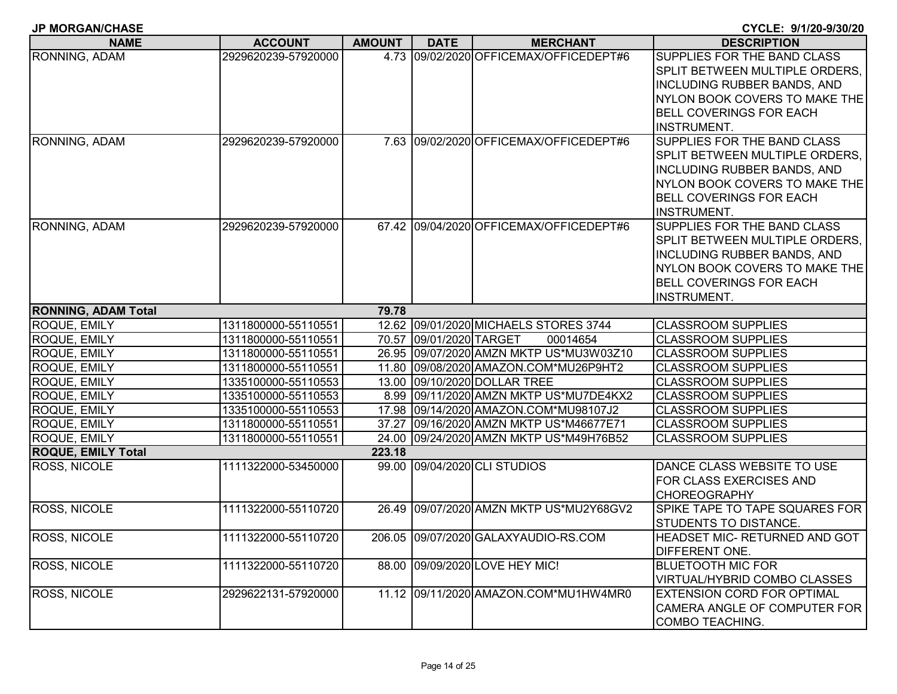**JP MORGAN/CHASE** CYCLE: 9/1/20-9/30/20

| NAME | ACCOUNT | AMOUNT | DATE | MERCHANT | DESCRIPTION |
|---|---|---|---|---|---|
| RONNING, ADAM | 2929620239-57920000 | 4.73 | 09/02/2020 | OFFICEMAX/OFFICEDEPT#6 | SUPPLIES FOR THE BAND CLASS SPLIT BETWEEN MULTIPLE ORDERS, INCLUDING RUBBER BANDS, AND NYLON BOOK COVERS TO MAKE THE BELL COVERINGS FOR EACH INSTRUMENT. |
| RONNING, ADAM | 2929620239-57920000 | 7.63 | 09/02/2020 | OFFICEMAX/OFFICEDEPT#6 | SUPPLIES FOR THE BAND CLASS SPLIT BETWEEN MULTIPLE ORDERS, INCLUDING RUBBER BANDS, AND NYLON BOOK COVERS TO MAKE THE BELL COVERINGS FOR EACH INSTRUMENT. |
| RONNING, ADAM | 2929620239-57920000 | 67.42 | 09/04/2020 | OFFICEMAX/OFFICEDEPT#6 | SUPPLIES FOR THE BAND CLASS SPLIT BETWEEN MULTIPLE ORDERS, INCLUDING RUBBER BANDS, AND NYLON BOOK COVERS TO MAKE THE BELL COVERINGS FOR EACH INSTRUMENT. |
| **RONNING, ADAM Total** | | **79.78** | | | |
| ROQUE, EMILY | 1311800000-55110551 | 12.62 | 09/01/2020 | MICHAELS STORES 3744 | CLASSROOM SUPPLIES |
| ROQUE, EMILY | 1311800000-55110551 | 70.57 | 09/01/2020 | TARGET 00014654 | CLASSROOM SUPPLIES |
| ROQUE, EMILY | 1311800000-55110551 | 26.95 | 09/07/2020 | AMZN MKTP US*MU3W03Z10 | CLASSROOM SUPPLIES |
| ROQUE, EMILY | 1311800000-55110551 | 11.80 | 09/08/2020 | AMAZON.COM*MU26P9HT2 | CLASSROOM SUPPLIES |
| ROQUE, EMILY | 1335100000-55110553 | 13.00 | 09/10/2020 | DOLLAR TREE | CLASSROOM SUPPLIES |
| ROQUE, EMILY | 1335100000-55110553 | 8.99 | 09/11/2020 | AMZN MKTP US*MU7DE4KX2 | CLASSROOM SUPPLIES |
| ROQUE, EMILY | 1335100000-55110553 | 17.98 | 09/14/2020 | AMAZON.COM*MU98107J2 | CLASSROOM SUPPLIES |
| ROQUE, EMILY | 1311800000-55110551 | 37.27 | 09/16/2020 | AMZN MKTP US*M46677E71 | CLASSROOM SUPPLIES |
| ROQUE, EMILY | 1311800000-55110551 | 24.00 | 09/24/2020 | AMZN MKTP US*M49H76B52 | CLASSROOM SUPPLIES |
| **ROQUE, EMILY Total** | | **223.18** | | | |
| ROSS, NICOLE | 1111322000-53450000 | 99.00 | 09/04/2020 | CLI STUDIOS | DANCE CLASS WEBSITE TO USE FOR CLASS EXERCISES AND CHOREOGRAPHY |
| ROSS, NICOLE | 1111322000-55110720 | 26.49 | 09/07/2020 | AMZN MKTP US*MU2Y68GV2 | SPIKE TAPE TO TAPE SQUARES FOR STUDENTS TO DISTANCE. |
| ROSS, NICOLE | 1111322000-55110720 | 206.05 | 09/07/2020 | GALAXYAUDIO-RS.COM | HEADSET MIC- RETURNED AND GOT DIFFERENT ONE. |
| ROSS, NICOLE | 1111322000-55110720 | 88.00 | 09/09/2020 | LOVE HEY MIC! | BLUETOOTH MIC FOR VIRTUAL/HYBRID COMBO CLASSES |
| ROSS, NICOLE | 2929622131-57920000 | 11.12 | 09/11/2020 | AMAZON.COM*MU1HW4MR0 | EXTENSION CORD FOR OPTIMAL CAMERA ANGLE OF COMPUTER FOR COMBO TEACHING. |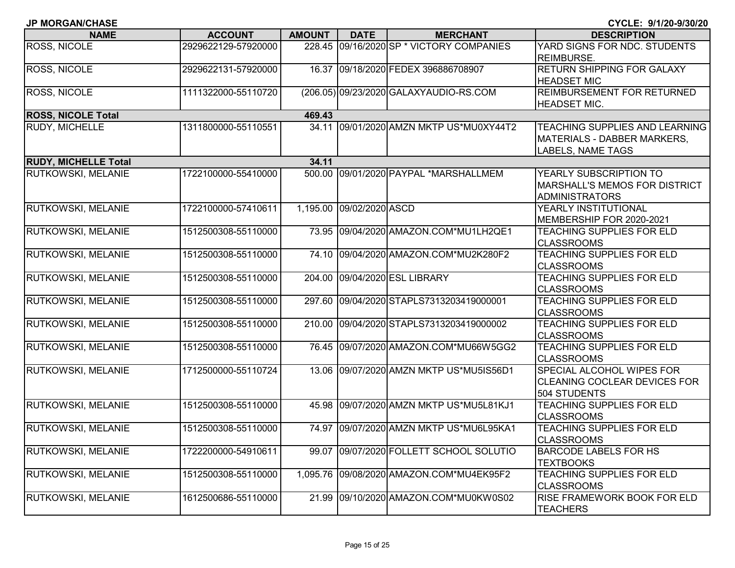**JP MORGAN/CHASE** | **CYCLE: 9/1/20-9/30/20**

| NAME | ACCOUNT | AMOUNT | DATE | MERCHANT | DESCRIPTION |
|---|---|---|---|---|---|
| ROSS, NICOLE | 2929622129-57920000 | 228.45 | 09/16/2020 | SP * VICTORY COMPANIES | YARD SIGNS FOR NDC. STUDENTS REIMBURSE. |
| ROSS, NICOLE | 2929622131-57920000 | 16.37 | 09/18/2020 | FEDEX 396886708907 | RETURN SHIPPING FOR GALAXY HEADSET MIC |
| ROSS, NICOLE | 1111322000-55110720 | (206.05) | 09/23/2020 | GALAXYAUDIO-RS.COM | REIMBURSEMENT FOR RETURNED HEADSET MIC. |
| **ROSS, NICOLE Total** | | **469.43** | | | |
| RUDY, MICHELLE | 1311800000-55110551 | 34.11 | 09/01/2020 | AMZN MKTP US*MU0XY44T2 | TEACHING SUPPLIES AND LEARNING MATERIALS - DABBER MARKERS, LABELS, NAME TAGS |
| **RUDY, MICHELLE Total** | | **34.11** | | | |
| RUTKOWSKI, MELANIE | 1722100000-55410000 | 500.00 | 09/01/2020 | PAYPAL *MARSHALLMEM | YEARLY SUBSCRIPTION TO MARSHALL'S MEMOS FOR DISTRICT ADMINISTRATORS |
| RUTKOWSKI, MELANIE | 1722100000-57410611 | 1,195.00 | 09/02/2020 | ASCD | YEARLY INSTITUTIONAL MEMBERSHIP FOR 2020-2021 |
| RUTKOWSKI, MELANIE | 1512500308-55110000 | 73.95 | 09/04/2020 | AMAZON.COM*MU1LH2QE1 | TEACHING SUPPLIES FOR ELD CLASSROOMS |
| RUTKOWSKI, MELANIE | 1512500308-55110000 | 74.10 | 09/04/2020 | AMAZON.COM*MU2K280F2 | TEACHING SUPPLIES FOR ELD CLASSROOMS |
| RUTKOWSKI, MELANIE | 1512500308-55110000 | 204.00 | 09/04/2020 | ESL LIBRARY | TEACHING SUPPLIES FOR ELD CLASSROOMS |
| RUTKOWSKI, MELANIE | 1512500308-55110000 | 297.60 | 09/04/2020 | STAPLS7313203419000001 | TEACHING SUPPLIES FOR ELD CLASSROOMS |
| RUTKOWSKI, MELANIE | 1512500308-55110000 | 210.00 | 09/04/2020 | STAPLS7313203419000002 | TEACHING SUPPLIES FOR ELD CLASSROOMS |
| RUTKOWSKI, MELANIE | 1512500308-55110000 | 76.45 | 09/07/2020 | AMAZON.COM*MU66W5GG2 | TEACHING SUPPLIES FOR ELD CLASSROOMS |
| RUTKOWSKI, MELANIE | 1712500000-55110724 | 13.06 | 09/07/2020 | AMZN MKTP US*MU5IS56D1 | SPECIAL ALCOHOL WIPES FOR CLEANING COCLEAR DEVICES FOR 504 STUDENTS |
| RUTKOWSKI, MELANIE | 1512500308-55110000 | 45.98 | 09/07/2020 | AMZN MKTP US*MU5L81KJ1 | TEACHING SUPPLIES FOR ELD CLASSROOMS |
| RUTKOWSKI, MELANIE | 1512500308-55110000 | 74.97 | 09/07/2020 | AMZN MKTP US*MU6L95KA1 | TEACHING SUPPLIES FOR ELD CLASSROOMS |
| RUTKOWSKI, MELANIE | 1722200000-54910611 | 99.07 | 09/07/2020 | FOLLETT SCHOOL SOLUTIO | BARCODE LABELS FOR HS TEXTBOOKS |
| RUTKOWSKI, MELANIE | 1512500308-55110000 | 1,095.76 | 09/08/2020 | AMAZON.COM*MU4EK95F2 | TEACHING SUPPLIES FOR ELD CLASSROOMS |
| RUTKOWSKI, MELANIE | 1612500686-55110000 | 21.99 | 09/10/2020 | AMAZON.COM*MU0KW0S02 | RISE FRAMEWORK BOOK FOR ELD TEACHERS |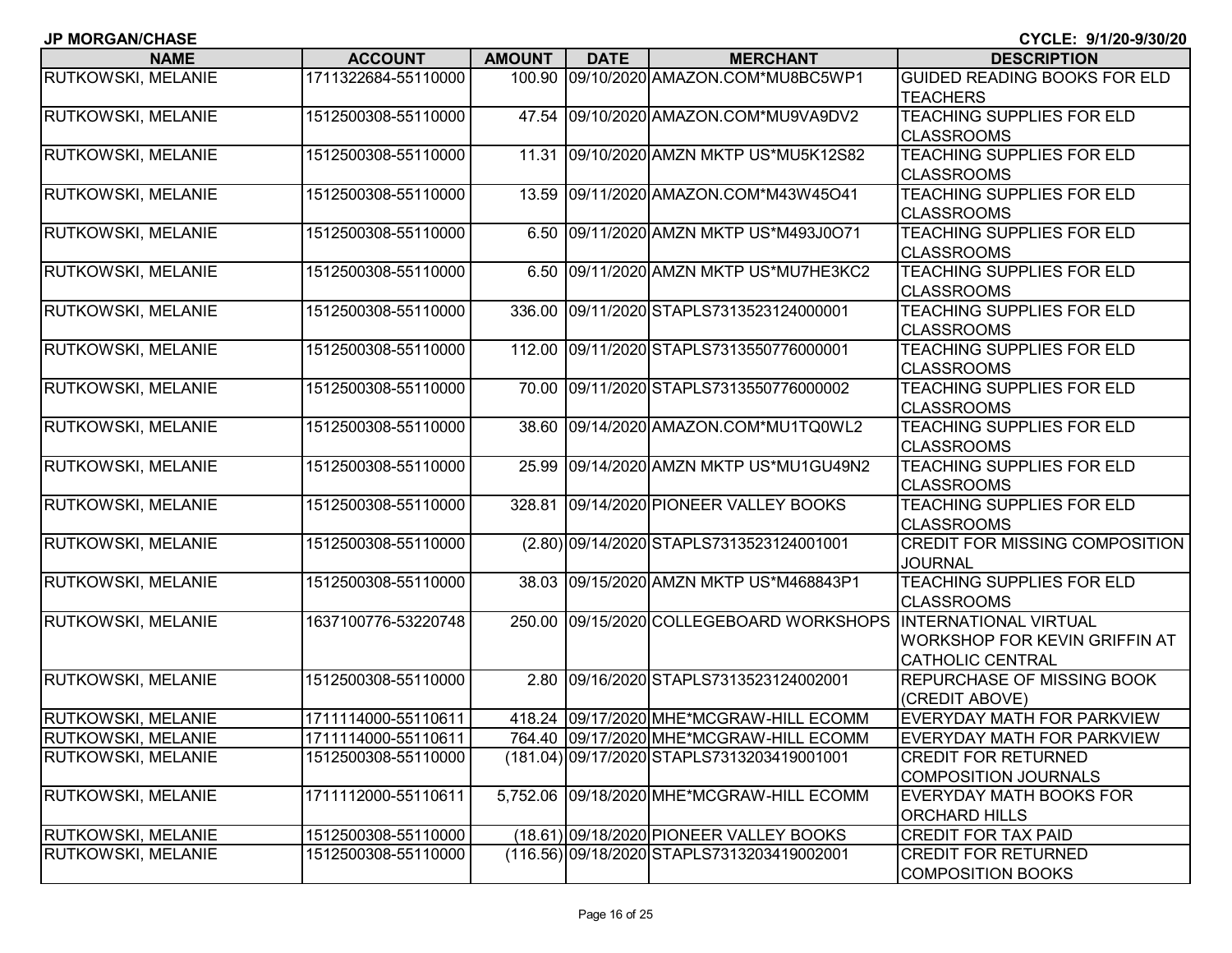**JP MORGAN/CHASE** **CYCLE: 9/1/20-9/30/20**

| NAME | ACCOUNT | AMOUNT | DATE | MERCHANT | DESCRIPTION |
|---|---|---|---|---|---|
| RUTKOWSKI, MELANIE | 1711322684-55110000 | 100.90 | 09/10/2020 | AMAZON.COM*MU8BC5WP1 | GUIDED READING BOOKS FOR ELD TEACHERS |
| RUTKOWSKI, MELANIE | 1512500308-55110000 | 47.54 | 09/10/2020 | AMAZON.COM*MU9VA9DV2 | TEACHING SUPPLIES FOR ELD CLASSROOMS |
| RUTKOWSKI, MELANIE | 1512500308-55110000 | 11.31 | 09/10/2020 | AMZN MKTP US*MU5K12S82 | TEACHING SUPPLIES FOR ELD CLASSROOMS |
| RUTKOWSKI, MELANIE | 1512500308-55110000 | 13.59 | 09/11/2020 | AMAZON.COM*M43W45O41 | TEACHING SUPPLIES FOR ELD CLASSROOMS |
| RUTKOWSKI, MELANIE | 1512500308-55110000 | 6.50 | 09/11/2020 | AMZN MKTP US*M493J0O71 | TEACHING SUPPLIES FOR ELD CLASSROOMS |
| RUTKOWSKI, MELANIE | 1512500308-55110000 | 6.50 | 09/11/2020 | AMZN MKTP US*MU7HE3KC2 | TEACHING SUPPLIES FOR ELD CLASSROOMS |
| RUTKOWSKI, MELANIE | 1512500308-55110000 | 336.00 | 09/11/2020 | STAPLS7313523124000001 | TEACHING SUPPLIES FOR ELD CLASSROOMS |
| RUTKOWSKI, MELANIE | 1512500308-55110000 | 112.00 | 09/11/2020 | STAPLS7313550776000001 | TEACHING SUPPLIES FOR ELD CLASSROOMS |
| RUTKOWSKI, MELANIE | 1512500308-55110000 | 70.00 | 09/11/2020 | STAPLS7313550776000002 | TEACHING SUPPLIES FOR ELD CLASSROOMS |
| RUTKOWSKI, MELANIE | 1512500308-55110000 | 38.60 | 09/14/2020 | AMAZON.COM*MU1TQ0WL2 | TEACHING SUPPLIES FOR ELD CLASSROOMS |
| RUTKOWSKI, MELANIE | 1512500308-55110000 | 25.99 | 09/14/2020 | AMZN MKTP US*MU1GU49N2 | TEACHING SUPPLIES FOR ELD CLASSROOMS |
| RUTKOWSKI, MELANIE | 1512500308-55110000 | 328.81 | 09/14/2020 | PIONEER VALLEY BOOKS | TEACHING SUPPLIES FOR ELD CLASSROOMS |
| RUTKOWSKI, MELANIE | 1512500308-55110000 | (2.80) | 09/14/2020 | STAPLS7313523124001001 | CREDIT FOR MISSING COMPOSITION JOURNAL |
| RUTKOWSKI, MELANIE | 1512500308-55110000 | 38.03 | 09/15/2020 | AMZN MKTP US*M468843P1 | TEACHING SUPPLIES FOR ELD CLASSROOMS |
| RUTKOWSKI, MELANIE | 1637100776-53220748 | 250.00 | 09/15/2020 | COLLEGEBOARD WORKSHOPS | INTERNATIONAL VIRTUAL WORKSHOP FOR KEVIN GRIFFIN AT CATHOLIC CENTRAL |
| RUTKOWSKI, MELANIE | 1512500308-55110000 | 2.80 | 09/16/2020 | STAPLS7313523124002001 | REPURCHASE OF MISSING BOOK (CREDIT ABOVE) |
| RUTKOWSKI, MELANIE | 1711114000-55110611 | 418.24 | 09/17/2020 | MHE*MCGRAW-HILL ECOMM | EVERYDAY MATH FOR PARKVIEW |
| RUTKOWSKI, MELANIE | 1711114000-55110611 | 764.40 | 09/17/2020 | MHE*MCGRAW-HILL ECOMM | EVERYDAY MATH FOR PARKVIEW |
| RUTKOWSKI, MELANIE | 1512500308-55110000 | (181.04) | 09/17/2020 | STAPLS7313203419001001 | CREDIT FOR RETURNED COMPOSITION JOURNALS |
| RUTKOWSKI, MELANIE | 1711112000-55110611 | 5,752.06 | 09/18/2020 | MHE*MCGRAW-HILL ECOMM | EVERYDAY MATH BOOKS FOR ORCHARD HILLS |
| RUTKOWSKI, MELANIE | 1512500308-55110000 | (18.61) | 09/18/2020 | PIONEER VALLEY BOOKS | CREDIT FOR TAX PAID |
| RUTKOWSKI, MELANIE | 1512500308-55110000 | (116.56) | 09/18/2020 | STAPLS7313203419002001 | CREDIT FOR RETURNED COMPOSITION BOOKS |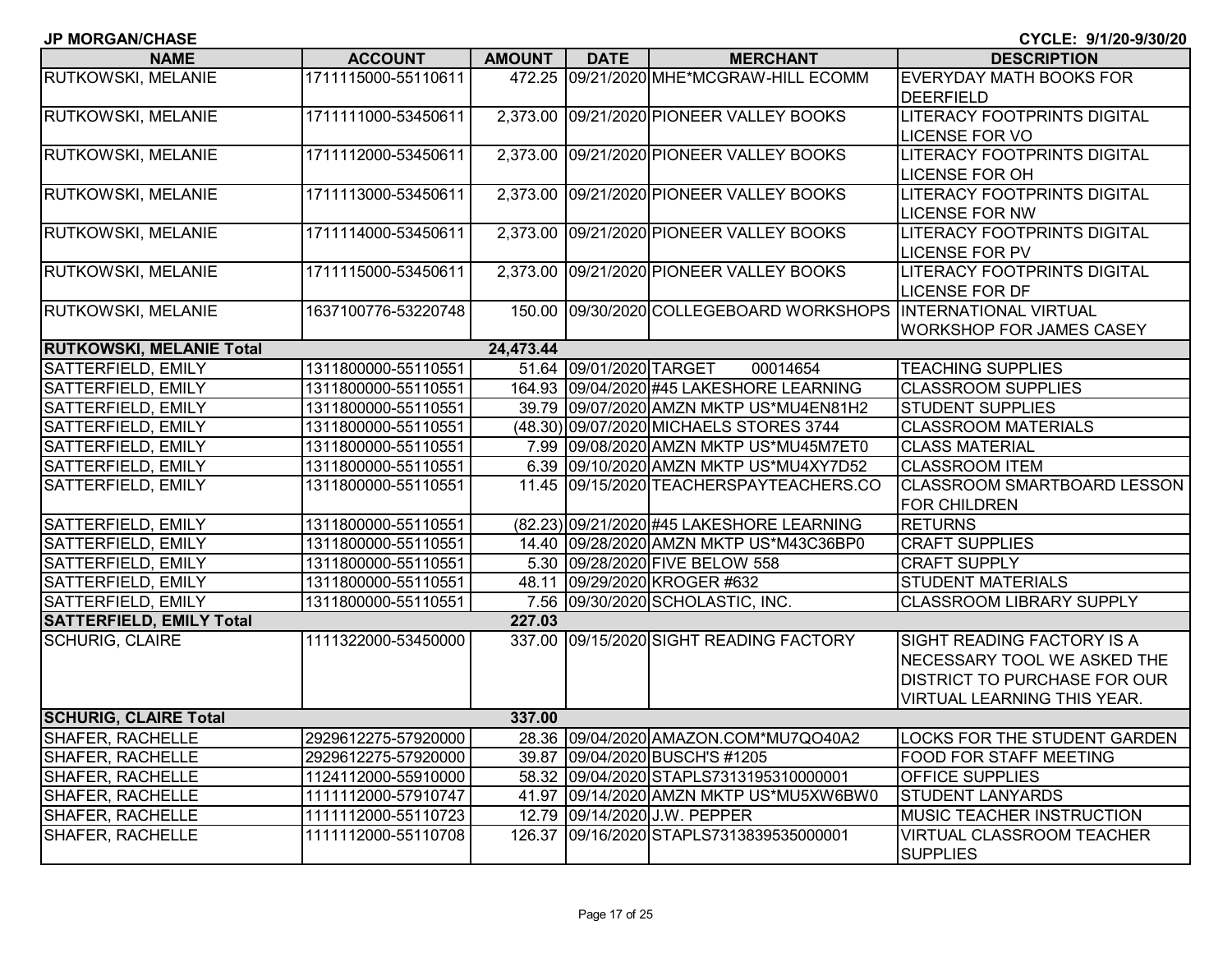JP MORGAN/CHASE

CYCLE: 9/1/20-9/30/20

| NAME | ACCOUNT | AMOUNT | DATE | MERCHANT | DESCRIPTION |
|---|---|---|---|---|---|
| RUTKOWSKI, MELANIE | 1711115000-55110611 | 472.25 | 09/21/2020 | MHE*MCGRAW-HILL ECOMM | EVERYDAY MATH BOOKS FOR DEERFIELD |
| RUTKOWSKI, MELANIE | 1711111000-53450611 | 2,373.00 | 09/21/2020 | PIONEER VALLEY BOOKS | LITERACY FOOTPRINTS DIGITAL LICENSE FOR VO |
| RUTKOWSKI, MELANIE | 1711112000-53450611 | 2,373.00 | 09/21/2020 | PIONEER VALLEY BOOKS | LITERACY FOOTPRINTS DIGITAL LICENSE FOR OH |
| RUTKOWSKI, MELANIE | 1711113000-53450611 | 2,373.00 | 09/21/2020 | PIONEER VALLEY BOOKS | LITERACY FOOTPRINTS DIGITAL LICENSE FOR NW |
| RUTKOWSKI, MELANIE | 1711114000-53450611 | 2,373.00 | 09/21/2020 | PIONEER VALLEY BOOKS | LITERACY FOOTPRINTS DIGITAL LICENSE FOR PV |
| RUTKOWSKI, MELANIE | 1711115000-53450611 | 2,373.00 | 09/21/2020 | PIONEER VALLEY BOOKS | LITERACY FOOTPRINTS DIGITAL LICENSE FOR DF |
| RUTKOWSKI, MELANIE | 1637100776-53220748 | 150.00 | 09/30/2020 | COLLEGEBOARD WORKSHOPS | INTERNATIONAL VIRTUAL WORKSHOP FOR JAMES CASEY |
| **RUTKOWSKI, MELANIE Total** | | **24,473.44** | | | |
| SATTERFIELD, EMILY | 1311800000-55110551 | 51.64 | 09/01/2020 | TARGET 00014654 | TEACHING SUPPLIES |
| SATTERFIELD, EMILY | 1311800000-55110551 | 164.93 | 09/04/2020 | #45 LAKESHORE LEARNING | CLASSROOM SUPPLIES |
| SATTERFIELD, EMILY | 1311800000-55110551 | 39.79 | 09/07/2020 | AMZN MKTP US*MU4EN81H2 | STUDENT SUPPLIES |
| SATTERFIELD, EMILY | 1311800000-55110551 | (48.30) | 09/07/2020 | MICHAELS STORES 3744 | CLASSROOM MATERIALS |
| SATTERFIELD, EMILY | 1311800000-55110551 | 7.99 | 09/08/2020 | AMZN MKTP US*MU45M7ET0 | CLASS MATERIAL |
| SATTERFIELD, EMILY | 1311800000-55110551 | 6.39 | 09/10/2020 | AMZN MKTP US*MU4XY7D52 | CLASSROOM ITEM |
| SATTERFIELD, EMILY | 1311800000-55110551 | 11.45 | 09/15/2020 | TEACHERSPAYTEACHERS.CO | CLASSROOM SMARTBOARD LESSON FOR CHILDREN |
| SATTERFIELD, EMILY | 1311800000-55110551 | (82.23) | 09/21/2020 | #45 LAKESHORE LEARNING | RETURNS |
| SATTERFIELD, EMILY | 1311800000-55110551 | 14.40 | 09/28/2020 | AMZN MKTP US*M43C36BP0 | CRAFT SUPPLIES |
| SATTERFIELD, EMILY | 1311800000-55110551 | 5.30 | 09/28/2020 | FIVE BELOW 558 | CRAFT SUPPLY |
| SATTERFIELD, EMILY | 1311800000-55110551 | 48.11 | 09/29/2020 | KROGER #632 | STUDENT MATERIALS |
| SATTERFIELD, EMILY | 1311800000-55110551 | 7.56 | 09/30/2020 | SCHOLASTIC, INC. | CLASSROOM LIBRARY SUPPLY |
| **SATTERFIELD, EMILY Total** | | **227.03** | | | |
| SCHURIG, CLAIRE | 1111322000-53450000 | 337.00 | 09/15/2020 | SIGHT READING FACTORY | SIGHT READING FACTORY IS A NECESSARY TOOL WE ASKED THE DISTRICT TO PURCHASE FOR OUR VIRTUAL LEARNING THIS YEAR. |
| **SCHURIG, CLAIRE Total** | | **337.00** | | | |
| SHAFER, RACHELLE | 2929612275-57920000 | 28.36 | 09/04/2020 | AMAZON.COM*MU7QO40A2 | LOCKS FOR THE STUDENT GARDEN |
| SHAFER, RACHELLE | 2929612275-57920000 | 39.87 | 09/04/2020 | BUSCH'S #1205 | FOOD FOR STAFF MEETING |
| SHAFER, RACHELLE | 1124112000-55910000 | 58.32 | 09/04/2020 | STAPLS7313195310000001 | OFFICE SUPPLIES |
| SHAFER, RACHELLE | 1111112000-57910747 | 41.97 | 09/14/2020 | AMZN MKTP US*MU5XW6BW0 | STUDENT LANYARDS |
| SHAFER, RACHELLE | 1111112000-55110723 | 12.79 | 09/14/2020 | J.W. PEPPER | MUSIC TEACHER INSTRUCTION |
| SHAFER, RACHELLE | 1111112000-55110708 | 126.37 | 09/16/2020 | STAPLS7313839535000001 | VIRTUAL CLASSROOM TEACHER SUPPLIES |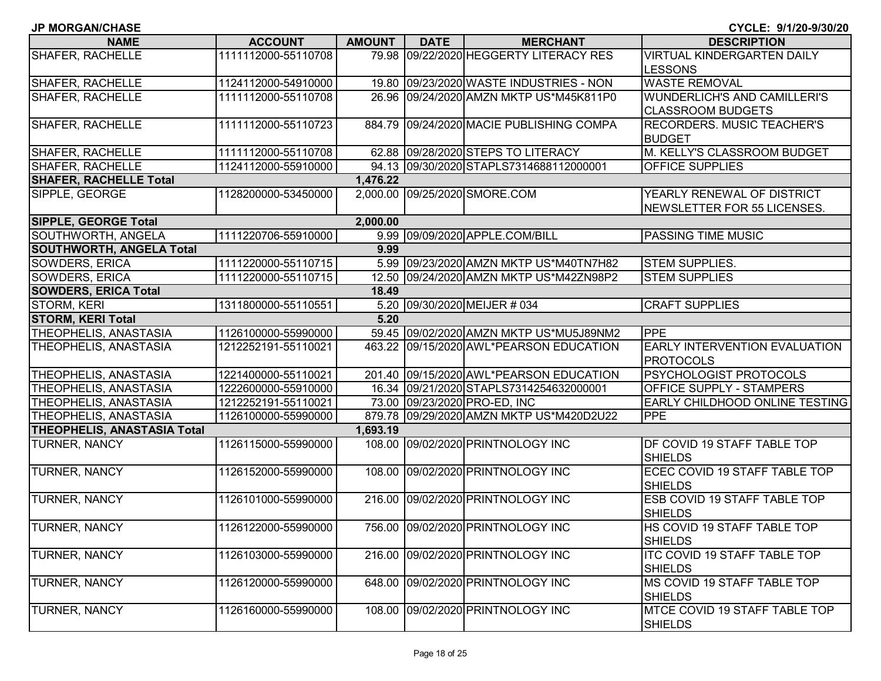**JP MORGAN/CHASE** **CYCLE: 9/1/20-9/30/20**

| NAME | ACCOUNT | AMOUNT | DATE | MERCHANT | DESCRIPTION |
|---|---|---|---|---|---|
| SHAFER, RACHELLE | 1111112000-55110708 | 79.98 | 09/22/2020 | HEGGERTY LITERACY RES | VIRTUAL KINDERGARTEN DAILY LESSONS |
| SHAFER, RACHELLE | 1124112000-54910000 | 19.80 | 09/23/2020 | WASTE INDUSTRIES - NON | WASTE REMOVAL |
| SHAFER, RACHELLE | 1111112000-55110708 | 26.96 | 09/24/2020 | AMZN MKTP US*M45K811P0 | WUNDERLICH'S AND CAMILLERI'S CLASSROOM BUDGETS |
| SHAFER, RACHELLE | 1111112000-55110723 | 884.79 | 09/24/2020 | MACIE PUBLISHING COMPA | RECORDERS. MUSIC TEACHER'S BUDGET |
| SHAFER, RACHELLE | 1111112000-55110708 | 62.88 | 09/28/2020 | STEPS TO LITERACY | M. KELLY'S CLASSROOM BUDGET |
| SHAFER, RACHELLE | 1124112000-55910000 | 94.13 | 09/30/2020 | STAPLS7314688112000001 | OFFICE SUPPLIES |
| **SHAFER, RACHELLE Total** | | **1,476.22** | | | |
| SIPPLE, GEORGE | 1128200000-53450000 | 2,000.00 | 09/25/2020 | SMORE.COM | YEARLY RENEWAL OF DISTRICT NEWSLETTER FOR 55 LICENSES. |
| **SIPPLE, GEORGE Total** | | **2,000.00** | | | |
| SOUTHWORTH, ANGELA | 1111220706-55910000 | 9.99 | 09/09/2020 | APPLE.COM/BILL | PASSING TIME MUSIC |
| **SOUTHWORTH, ANGELA Total** | | **9.99** | | | |
| SOWDERS, ERICA | 1111220000-55110715 | 5.99 | 09/23/2020 | AMZN MKTP US*M40TN7H82 | STEM SUPPLIES. |
| SOWDERS, ERICA | 1111220000-55110715 | 12.50 | 09/24/2020 | AMZN MKTP US*M42ZN98P2 | STEM SUPPLIES |
| **SOWDERS, ERICA Total** | | **18.49** | | | |
| STORM, KERI | 1311800000-55110551 | 5.20 | 09/30/2020 | MEIJER # 034 | CRAFT SUPPLIES |
| **STORM, KERI Total** | | **5.20** | | | |
| THEOPHELIS, ANASTASIA | 1126100000-55990000 | 59.45 | 09/02/2020 | AMZN MKTP US*MU5J89NM2 | PPE |
| THEOPHELIS, ANASTASIA | 1212252191-55110021 | 463.22 | 09/15/2020 | AWL*PEARSON EDUCATION | EARLY INTERVENTION EVALUATION PROTOCOLS |
| THEOPHELIS, ANASTASIA | 1221400000-55110021 | 201.40 | 09/15/2020 | AWL*PEARSON EDUCATION | PSYCHOLOGIST PROTOCOLS |
| THEOPHELIS, ANASTASIA | 1222600000-55910000 | 16.34 | 09/21/2020 | STAPLS7314254632000001 | OFFICE SUPPLY - STAMPERS |
| THEOPHELIS, ANASTASIA | 1212252191-55110021 | 73.00 | 09/23/2020 | PRO-ED, INC | EARLY CHILDHOOD ONLINE TESTING |
| THEOPHELIS, ANASTASIA | 1126100000-55990000 | 879.78 | 09/29/2020 | AMZN MKTP US*M420D2U22 | PPE |
| **THEOPHELIS, ANASTASIA Total** | | **1,693.19** | | | |
| TURNER, NANCY | 1126115000-55990000 | 108.00 | 09/02/2020 | PRINTNOLOGY INC | DF COVID 19 STAFF TABLE TOP SHIELDS |
| TURNER, NANCY | 1126152000-55990000 | 108.00 | 09/02/2020 | PRINTNOLOGY INC | ECEC COVID 19 STAFF TABLE TOP SHIELDS |
| TURNER, NANCY | 1126101000-55990000 | 216.00 | 09/02/2020 | PRINTNOLOGY INC | ESB COVID 19 STAFF TABLE TOP SHIELDS |
| TURNER, NANCY | 1126122000-55990000 | 756.00 | 09/02/2020 | PRINTNOLOGY INC | HS COVID 19 STAFF TABLE TOP SHIELDS |
| TURNER, NANCY | 1126103000-55990000 | 216.00 | 09/02/2020 | PRINTNOLOGY INC | ITC COVID 19 STAFF TABLE TOP SHIELDS |
| TURNER, NANCY | 1126120000-55990000 | 648.00 | 09/02/2020 | PRINTNOLOGY INC | MS COVID 19 STAFF TABLE TOP SHIELDS |
| TURNER, NANCY | 1126160000-55990000 | 108.00 | 09/02/2020 | PRINTNOLOGY INC | MTCE COVID 19 STAFF TABLE TOP SHIELDS |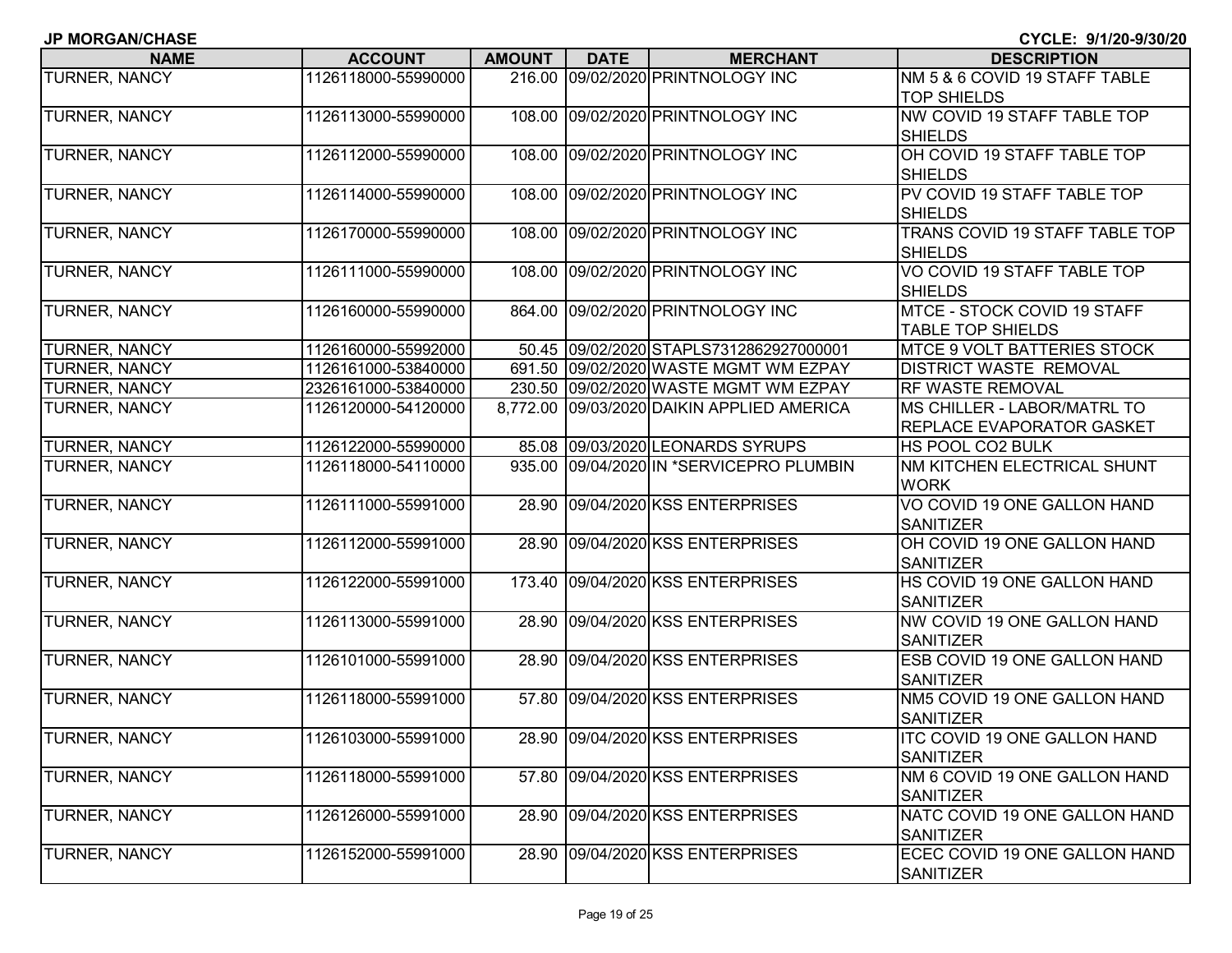**JP MORGAN/CHASE** **CYCLE: 9/1/20-9/30/20**

| NAME | ACCOUNT | AMOUNT | DATE | MERCHANT | DESCRIPTION |
|---|---|---|---|---|---|
| TURNER, NANCY | 1126118000-55990000 | 216.00 | 09/02/2020 | PRINTNOLOGY INC | NM 5 & 6 COVID 19 STAFF TABLE TOP SHIELDS |
| TURNER, NANCY | 1126113000-55990000 | 108.00 | 09/02/2020 | PRINTNOLOGY INC | NW COVID 19 STAFF TABLE TOP SHIELDS |
| TURNER, NANCY | 1126112000-55990000 | 108.00 | 09/02/2020 | PRINTNOLOGY INC | OH COVID 19 STAFF TABLE TOP SHIELDS |
| TURNER, NANCY | 1126114000-55990000 | 108.00 | 09/02/2020 | PRINTNOLOGY INC | PV COVID 19 STAFF TABLE TOP SHIELDS |
| TURNER, NANCY | 1126170000-55990000 | 108.00 | 09/02/2020 | PRINTNOLOGY INC | TRANS COVID 19 STAFF TABLE TOP SHIELDS |
| TURNER, NANCY | 1126111000-55990000 | 108.00 | 09/02/2020 | PRINTNOLOGY INC | VO COVID 19 STAFF TABLE TOP SHIELDS |
| TURNER, NANCY | 1126160000-55990000 | 864.00 | 09/02/2020 | PRINTNOLOGY INC | MTCE - STOCK COVID 19 STAFF TABLE TOP SHIELDS |
| TURNER, NANCY | 1126160000-55992000 | 50.45 | 09/02/2020 | STAPLS7312862927000001 | MTCE 9 VOLT BATTERIES STOCK |
| TURNER, NANCY | 1126161000-53840000 | 691.50 | 09/02/2020 | WASTE MGMT WM EZPAY | DISTRICT WASTE REMOVAL |
| TURNER, NANCY | 2326161000-53840000 | 230.50 | 09/02/2020 | WASTE MGMT WM EZPAY | RF WASTE REMOVAL |
| TURNER, NANCY | 1126120000-54120000 | 8,772.00 | 09/03/2020 | DAIKIN APPLIED AMERICA | MS CHILLER - LABOR/MATRL TO REPLACE EVAPORATOR GASKET |
| TURNER, NANCY | 1126122000-55990000 | 85.08 | 09/03/2020 | LEONARDS SYRUPS | HS POOL CO2 BULK |
| TURNER, NANCY | 1126118000-54110000 | 935.00 | 09/04/2020 | IN *SERVICEPRO PLUMBIN | NM KITCHEN ELECTRICAL SHUNT WORK |
| TURNER, NANCY | 1126111000-55991000 | 28.90 | 09/04/2020 | KSS ENTERPRISES | VO COVID 19 ONE GALLON HAND SANITIZER |
| TURNER, NANCY | 1126112000-55991000 | 28.90 | 09/04/2020 | KSS ENTERPRISES | OH COVID 19 ONE GALLON HAND SANITIZER |
| TURNER, NANCY | 1126122000-55991000 | 173.40 | 09/04/2020 | KSS ENTERPRISES | HS COVID 19 ONE GALLON HAND SANITIZER |
| TURNER, NANCY | 1126113000-55991000 | 28.90 | 09/04/2020 | KSS ENTERPRISES | NW COVID 19 ONE GALLON HAND SANITIZER |
| TURNER, NANCY | 1126101000-55991000 | 28.90 | 09/04/2020 | KSS ENTERPRISES | ESB COVID 19 ONE GALLON HAND SANITIZER |
| TURNER, NANCY | 1126118000-55991000 | 57.80 | 09/04/2020 | KSS ENTERPRISES | NM5 COVID 19 ONE GALLON HAND SANITIZER |
| TURNER, NANCY | 1126103000-55991000 | 28.90 | 09/04/2020 | KSS ENTERPRISES | ITC COVID 19 ONE GALLON HAND SANITIZER |
| TURNER, NANCY | 1126118000-55991000 | 57.80 | 09/04/2020 | KSS ENTERPRISES | NM 6 COVID 19 ONE GALLON HAND SANITIZER |
| TURNER, NANCY | 1126126000-55991000 | 28.90 | 09/04/2020 | KSS ENTERPRISES | NATC COVID 19 ONE GALLON HAND SANITIZER |
| TURNER, NANCY | 1126152000-55991000 | 28.90 | 09/04/2020 | KSS ENTERPRISES | ECEC COVID 19 ONE GALLON HAND SANITIZER |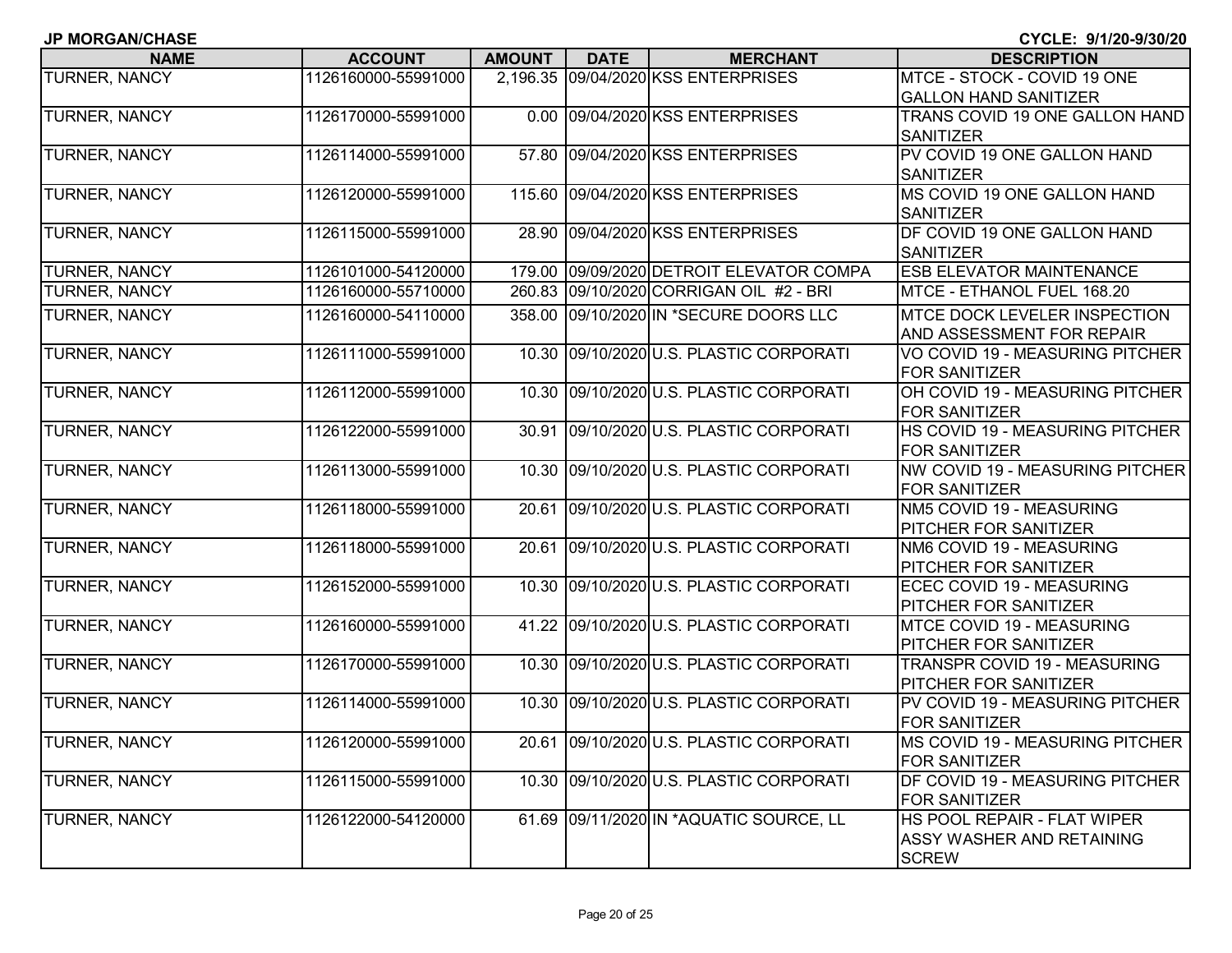JP MORGAN/CHASE CYCLE: 9/1/20-9/30/20

| NAME | ACCOUNT | AMOUNT | DATE | MERCHANT | DESCRIPTION |
|---|---|---|---|---|---|
| TURNER, NANCY | 1126160000-55991000 | 2,196.35 | 09/04/2020 | KSS ENTERPRISES | MTCE - STOCK - COVID 19 ONE GALLON HAND SANITIZER |
| TURNER, NANCY | 1126170000-55991000 | 0.00 | 09/04/2020 | KSS ENTERPRISES | TRANS COVID 19 ONE GALLON HAND SANITIZER |
| TURNER, NANCY | 1126114000-55991000 | 57.80 | 09/04/2020 | KSS ENTERPRISES | PV COVID 19 ONE GALLON HAND SANITIZER |
| TURNER, NANCY | 1126120000-55991000 | 115.60 | 09/04/2020 | KSS ENTERPRISES | MS COVID 19 ONE GALLON HAND SANITIZER |
| TURNER, NANCY | 1126115000-55991000 | 28.90 | 09/04/2020 | KSS ENTERPRISES | DF COVID 19 ONE GALLON HAND SANITIZER |
| TURNER, NANCY | 1126101000-54120000 | 179.00 | 09/09/2020 | DETROIT ELEVATOR COMPA | ESB ELEVATOR MAINTENANCE |
| TURNER, NANCY | 1126160000-55710000 | 260.83 | 09/10/2020 | CORRIGAN OIL #2 - BRI | MTCE - ETHANOL FUEL 168.20 |
| TURNER, NANCY | 1126160000-54110000 | 358.00 | 09/10/2020 | IN *SECURE DOORS LLC | MTCE DOCK LEVELER INSPECTION AND ASSESSMENT FOR REPAIR |
| TURNER, NANCY | 1126111000-55991000 | 10.30 | 09/10/2020 | U.S. PLASTIC CORPORATI | VO COVID 19 - MEASURING PITCHER FOR SANITIZER |
| TURNER, NANCY | 1126112000-55991000 | 10.30 | 09/10/2020 | U.S. PLASTIC CORPORATI | OH COVID 19 - MEASURING PITCHER FOR SANITIZER |
| TURNER, NANCY | 1126122000-55991000 | 30.91 | 09/10/2020 | U.S. PLASTIC CORPORATI | HS COVID 19 - MEASURING PITCHER FOR SANITIZER |
| TURNER, NANCY | 1126113000-55991000 | 10.30 | 09/10/2020 | U.S. PLASTIC CORPORATI | NW COVID 19 - MEASURING PITCHER FOR SANITIZER |
| TURNER, NANCY | 1126118000-55991000 | 20.61 | 09/10/2020 | U.S. PLASTIC CORPORATI | NM5 COVID 19 - MEASURING PITCHER FOR SANITIZER |
| TURNER, NANCY | 1126118000-55991000 | 20.61 | 09/10/2020 | U.S. PLASTIC CORPORATI | NM6 COVID 19 - MEASURING PITCHER FOR SANITIZER |
| TURNER, NANCY | 1126152000-55991000 | 10.30 | 09/10/2020 | U.S. PLASTIC CORPORATI | ECEC COVID 19 - MEASURING PITCHER FOR SANITIZER |
| TURNER, NANCY | 1126160000-55991000 | 41.22 | 09/10/2020 | U.S. PLASTIC CORPORATI | MTCE COVID 19 - MEASURING PITCHER FOR SANITIZER |
| TURNER, NANCY | 1126170000-55991000 | 10.30 | 09/10/2020 | U.S. PLASTIC CORPORATI | TRANSPR COVID 19 - MEASURING PITCHER FOR SANITIZER |
| TURNER, NANCY | 1126114000-55991000 | 10.30 | 09/10/2020 | U.S. PLASTIC CORPORATI | PV COVID 19 - MEASURING PITCHER FOR SANITIZER |
| TURNER, NANCY | 1126120000-55991000 | 20.61 | 09/10/2020 | U.S. PLASTIC CORPORATI | MS COVID 19 - MEASURING PITCHER FOR SANITIZER |
| TURNER, NANCY | 1126115000-55991000 | 10.30 | 09/10/2020 | U.S. PLASTIC CORPORATI | DF COVID 19 - MEASURING PITCHER FOR SANITIZER |
| TURNER, NANCY | 1126122000-54120000 | 61.69 | 09/11/2020 | IN *AQUATIC SOURCE, LL | HS POOL REPAIR - FLAT WIPER ASSY WASHER AND RETAINING SCREW |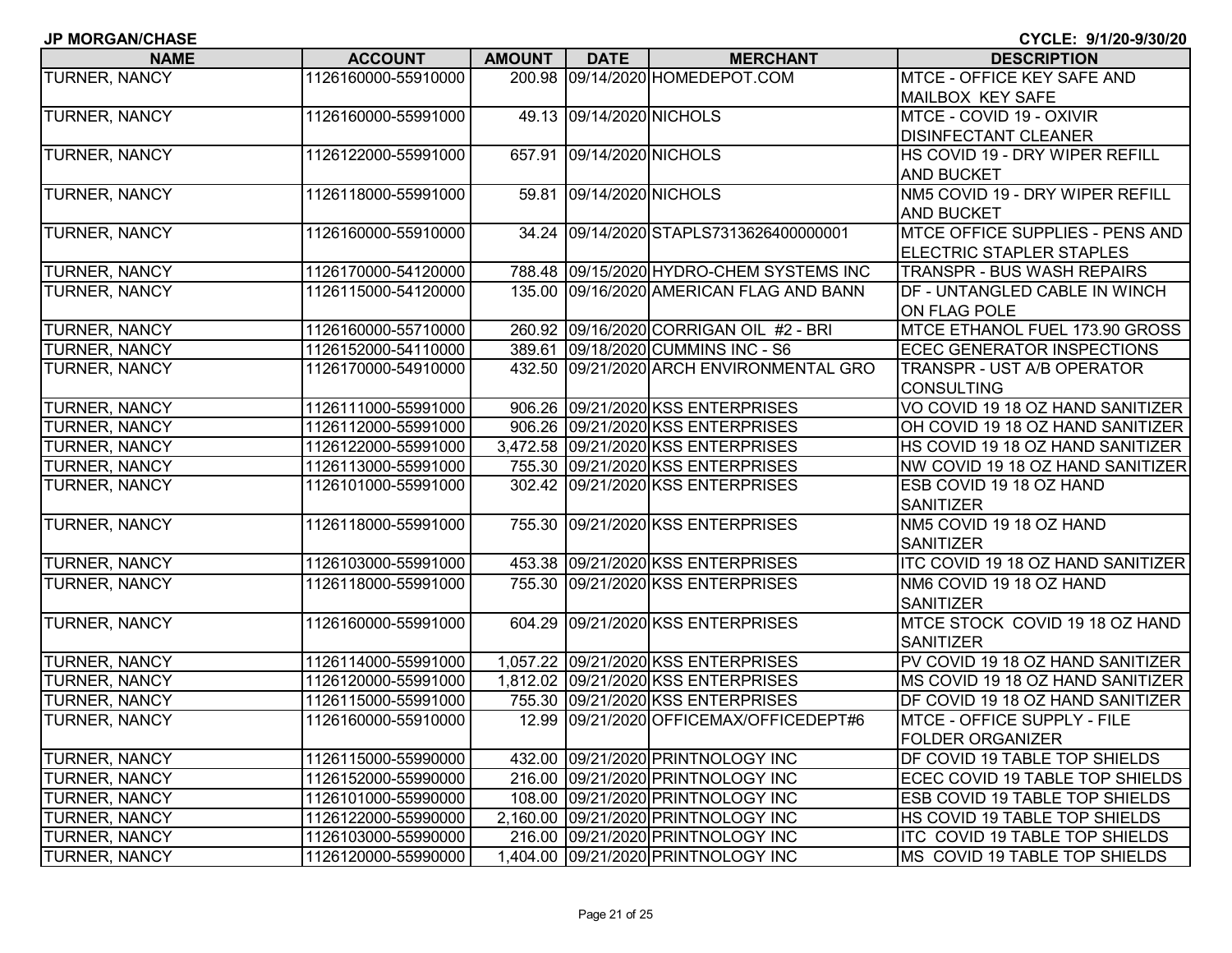**JP MORGAN/CHASE** **CYCLE: 9/1/20-9/30/20**

| NAME | ACCOUNT | AMOUNT | DATE | MERCHANT | DESCRIPTION |
|---|---|---|---|---|---|
| TURNER, NANCY | 1126160000-55910000 | 200.98 | 09/14/2020 | HOMEDEPOT.COM | MTCE - OFFICE KEY SAFE AND MAILBOX KEY SAFE |
| TURNER, NANCY | 1126160000-55991000 | 49.13 | 09/14/2020 | NICHOLS | MTCE - COVID 19 - OXIVIR DISINFECTANT CLEANER |
| TURNER, NANCY | 1126122000-55991000 | 657.91 | 09/14/2020 | NICHOLS | HS COVID 19 - DRY WIPER REFILL AND BUCKET |
| TURNER, NANCY | 1126118000-55991000 | 59.81 | 09/14/2020 | NICHOLS | NM5 COVID 19 - DRY WIPER REFILL AND BUCKET |
| TURNER, NANCY | 1126160000-55910000 | 34.24 | 09/14/2020 | STAPLS7313626400000001 | MTCE OFFICE SUPPLIES - PENS AND ELECTRIC STAPLER STAPLES |
| TURNER, NANCY | 1126170000-54120000 | 788.48 | 09/15/2020 | HYDRO-CHEM SYSTEMS INC | TRANSPR - BUS WASH REPAIRS |
| TURNER, NANCY | 1126115000-54120000 | 135.00 | 09/16/2020 | AMERICAN FLAG AND BANN | DF - UNTANGLED CABLE IN WINCH ON FLAG POLE |
| TURNER, NANCY | 1126160000-55710000 | 260.92 | 09/16/2020 | CORRIGAN OIL #2 - BRI | MTCE ETHANOL FUEL 173.90 GROSS |
| TURNER, NANCY | 1126152000-54110000 | 389.61 | 09/18/2020 | CUMMINS INC - S6 | ECEC GENERATOR INSPECTIONS |
| TURNER, NANCY | 1126170000-54910000 | 432.50 | 09/21/2020 | ARCH ENVIRONMENTAL GRO | TRANSPR - UST A/B OPERATOR CONSULTING |
| TURNER, NANCY | 1126111000-55991000 | 906.26 | 09/21/2020 | KSS ENTERPRISES | VO COVID 19 18 OZ HAND SANITIZER |
| TURNER, NANCY | 1126112000-55991000 | 906.26 | 09/21/2020 | KSS ENTERPRISES | OH COVID 19 18 OZ HAND SANITIZER |
| TURNER, NANCY | 1126122000-55991000 | 3,472.58 | 09/21/2020 | KSS ENTERPRISES | HS COVID 19 18 OZ HAND SANITIZER |
| TURNER, NANCY | 1126113000-55991000 | 755.30 | 09/21/2020 | KSS ENTERPRISES | NW COVID 19 18 OZ HAND SANITIZER |
| TURNER, NANCY | 1126101000-55991000 | 302.42 | 09/21/2020 | KSS ENTERPRISES | ESB COVID 19 18 OZ HAND SANITIZER |
| TURNER, NANCY | 1126118000-55991000 | 755.30 | 09/21/2020 | KSS ENTERPRISES | NM5 COVID 19 18 OZ HAND SANITIZER |
| TURNER, NANCY | 1126103000-55991000 | 453.38 | 09/21/2020 | KSS ENTERPRISES | ITC COVID 19 18 OZ HAND SANITIZER |
| TURNER, NANCY | 1126118000-55991000 | 755.30 | 09/21/2020 | KSS ENTERPRISES | NM6 COVID 19 18 OZ HAND SANITIZER |
| TURNER, NANCY | 1126160000-55991000 | 604.29 | 09/21/2020 | KSS ENTERPRISES | MTCE STOCK COVID 19 18 OZ HAND SANITIZER |
| TURNER, NANCY | 1126114000-55991000 | 1,057.22 | 09/21/2020 | KSS ENTERPRISES | PV COVID 19 18 OZ HAND SANITIZER |
| TURNER, NANCY | 1126120000-55991000 | 1,812.02 | 09/21/2020 | KSS ENTERPRISES | MS COVID 19 18 OZ HAND SANITIZER |
| TURNER, NANCY | 1126115000-55991000 | 755.30 | 09/21/2020 | KSS ENTERPRISES | DF COVID 19 18 OZ HAND SANITIZER |
| TURNER, NANCY | 1126160000-55910000 | 12.99 | 09/21/2020 | OFFICEMAX/OFFICEDEPT#6 | MTCE - OFFICE SUPPLY - FILE FOLDER ORGANIZER |
| TURNER, NANCY | 1126115000-55990000 | 432.00 | 09/21/2020 | PRINTNOLOGY INC | DF COVID 19 TABLE TOP SHIELDS |
| TURNER, NANCY | 1126152000-55990000 | 216.00 | 09/21/2020 | PRINTNOLOGY INC | ECEC COVID 19 TABLE TOP SHIELDS |
| TURNER, NANCY | 1126101000-55990000 | 108.00 | 09/21/2020 | PRINTNOLOGY INC | ESB COVID 19 TABLE TOP SHIELDS |
| TURNER, NANCY | 1126122000-55990000 | 2,160.00 | 09/21/2020 | PRINTNOLOGY INC | HS COVID 19 TABLE TOP SHIELDS |
| TURNER, NANCY | 1126103000-55990000 | 216.00 | 09/21/2020 | PRINTNOLOGY INC | ITC COVID 19 TABLE TOP SHIELDS |
| TURNER, NANCY | 1126120000-55990000 | 1,404.00 | 09/21/2020 | PRINTNOLOGY INC | MS COVID 19 TABLE TOP SHIELDS |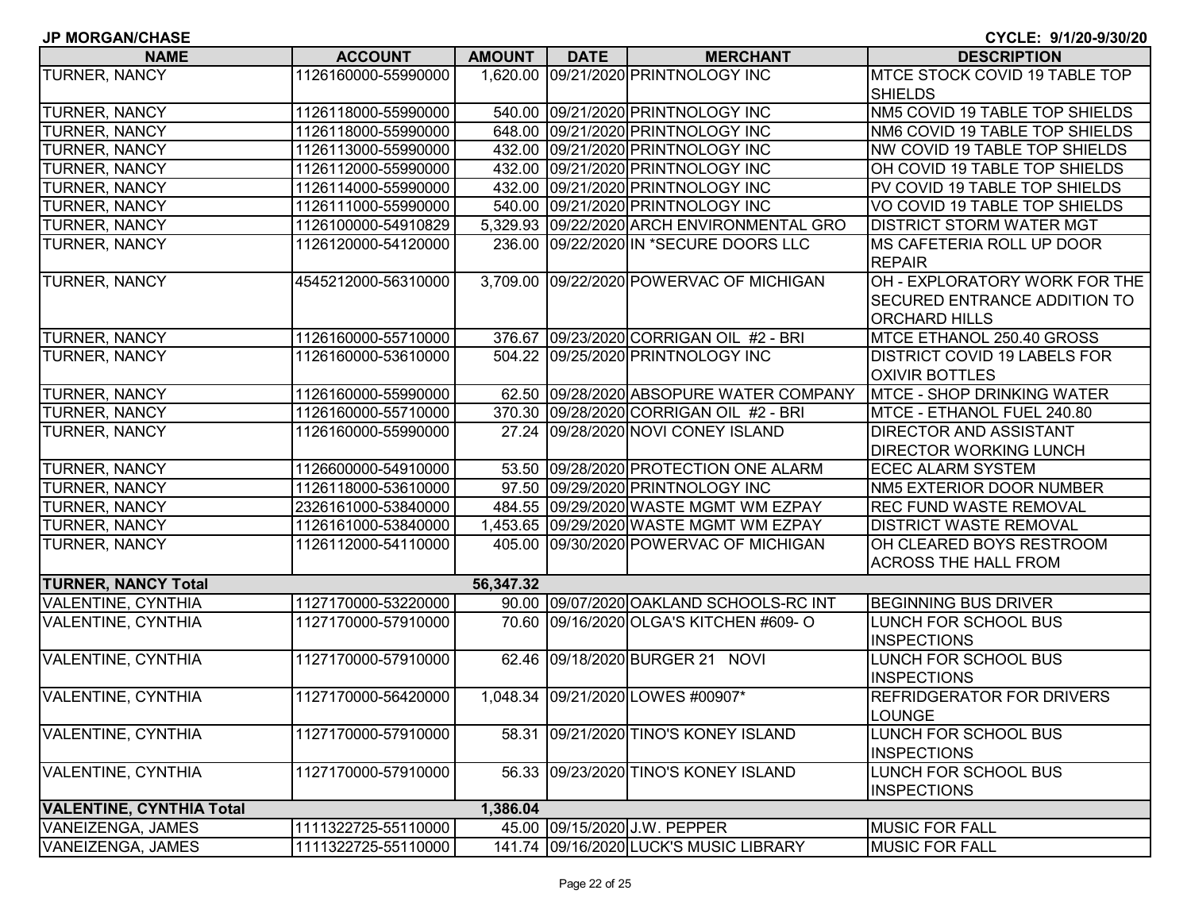JP MORGAN/CHASE CYCLE: 9/1/20-9/30/20

| NAME | ACCOUNT | AMOUNT | DATE | MERCHANT | DESCRIPTION |
|---|---|---|---|---|---|
| TURNER, NANCY | 1126160000-55990000 | 1,620.00 | 09/21/2020 | PRINTNOLOGY INC | MTCE STOCK COVID 19 TABLE TOP SHIELDS |
| TURNER, NANCY | 1126118000-55990000 | 540.00 | 09/21/2020 | PRINTNOLOGY INC | NM5 COVID 19 TABLE TOP SHIELDS |
| TURNER, NANCY | 1126118000-55990000 | 648.00 | 09/21/2020 | PRINTNOLOGY INC | NM6 COVID 19 TABLE TOP SHIELDS |
| TURNER, NANCY | 1126113000-55990000 | 432.00 | 09/21/2020 | PRINTNOLOGY INC | NW COVID 19 TABLE TOP SHIELDS |
| TURNER, NANCY | 1126112000-55990000 | 432.00 | 09/21/2020 | PRINTNOLOGY INC | OH COVID 19 TABLE TOP SHIELDS |
| TURNER, NANCY | 1126114000-55990000 | 432.00 | 09/21/2020 | PRINTNOLOGY INC | PV COVID 19 TABLE TOP SHIELDS |
| TURNER, NANCY | 1126111000-55990000 | 540.00 | 09/21/2020 | PRINTNOLOGY INC | VO COVID 19 TABLE TOP SHIELDS |
| TURNER, NANCY | 1126100000-54910829 | 5,329.93 | 09/22/2020 | ARCH ENVIRONMENTAL GRO | DISTRICT STORM WATER MGT |
| TURNER, NANCY | 1126120000-54120000 | 236.00 | 09/22/2020 | IN *SECURE DOORS LLC | MS CAFETERIA ROLL UP DOOR REPAIR |
| TURNER, NANCY | 4545212000-56310000 | 3,709.00 | 09/22/2020 | POWERVAC OF MICHIGAN | OH - EXPLORATORY WORK FOR THE SECURED ENTRANCE ADDITION TO ORCHARD HILLS |
| TURNER, NANCY | 1126160000-55710000 | 376.67 | 09/23/2020 | CORRIGAN OIL #2 - BRI | MTCE ETHANOL 250.40 GROSS |
| TURNER, NANCY | 1126160000-53610000 | 504.22 | 09/25/2020 | PRINTNOLOGY INC | DISTRICT COVID 19 LABELS FOR OXIVIR BOTTLES |
| TURNER, NANCY | 1126160000-55990000 | 62.50 | 09/28/2020 | ABSOPURE WATER COMPANY | MTCE - SHOP DRINKING WATER |
| TURNER, NANCY | 1126160000-55710000 | 370.30 | 09/28/2020 | CORRIGAN OIL #2 - BRI | MTCE - ETHANOL FUEL 240.80 |
| TURNER, NANCY | 1126160000-55990000 | 27.24 | 09/28/2020 | NOVI CONEY ISLAND | DIRECTOR AND ASSISTANT DIRECTOR WORKING LUNCH |
| TURNER, NANCY | 1126600000-54910000 | 53.50 | 09/28/2020 | PROTECTION ONE ALARM | ECEC ALARM SYSTEM |
| TURNER, NANCY | 1126118000-53610000 | 97.50 | 09/29/2020 | PRINTNOLOGY INC | NM5 EXTERIOR DOOR NUMBER |
| TURNER, NANCY | 2326161000-53840000 | 484.55 | 09/29/2020 | WASTE MGMT WM EZPAY | REC FUND WASTE REMOVAL |
| TURNER, NANCY | 1126161000-53840000 | 1,453.65 | 09/29/2020 | WASTE MGMT WM EZPAY | DISTRICT WASTE REMOVAL |
| TURNER, NANCY | 1126112000-54110000 | 405.00 | 09/30/2020 | POWERVAC OF MICHIGAN | OH CLEARED BOYS RESTROOM ACROSS THE HALL FROM |
| **TURNER, NANCY Total** | | **56,347.32** | | | |
| VALENTINE, CYNTHIA | 1127170000-53220000 | 90.00 | 09/07/2020 | OAKLAND SCHOOLS-RC INT | BEGINNING BUS DRIVER |
| VALENTINE, CYNTHIA | 1127170000-57910000 | 70.60 | 09/16/2020 | OLGA'S KITCHEN #609- O | LUNCH FOR SCHOOL BUS INSPECTIONS |
| VALENTINE, CYNTHIA | 1127170000-57910000 | 62.46 | 09/18/2020 | BURGER 21 NOVI | LUNCH FOR SCHOOL BUS INSPECTIONS |
| VALENTINE, CYNTHIA | 1127170000-56420000 | 1,048.34 | 09/21/2020 | LOWES #00907* | REFRIDGERATOR FOR DRIVERS LOUNGE |
| VALENTINE, CYNTHIA | 1127170000-57910000 | 58.31 | 09/21/2020 | TINO'S KONEY ISLAND | LUNCH FOR SCHOOL BUS INSPECTIONS |
| VALENTINE, CYNTHIA | 1127170000-57910000 | 56.33 | 09/23/2020 | TINO'S KONEY ISLAND | LUNCH FOR SCHOOL BUS INSPECTIONS |
| **VALENTINE, CYNTHIA Total** | | **1,386.04** | | | |
| VANEIZENGA, JAMES | 1111322725-55110000 | 45.00 | 09/15/2020 | J.W. PEPPER | MUSIC FOR FALL |
| VANEIZENGA, JAMES | 1111322725-55110000 | 141.74 | 09/16/2020 | LUCK'S MUSIC LIBRARY | MUSIC FOR FALL |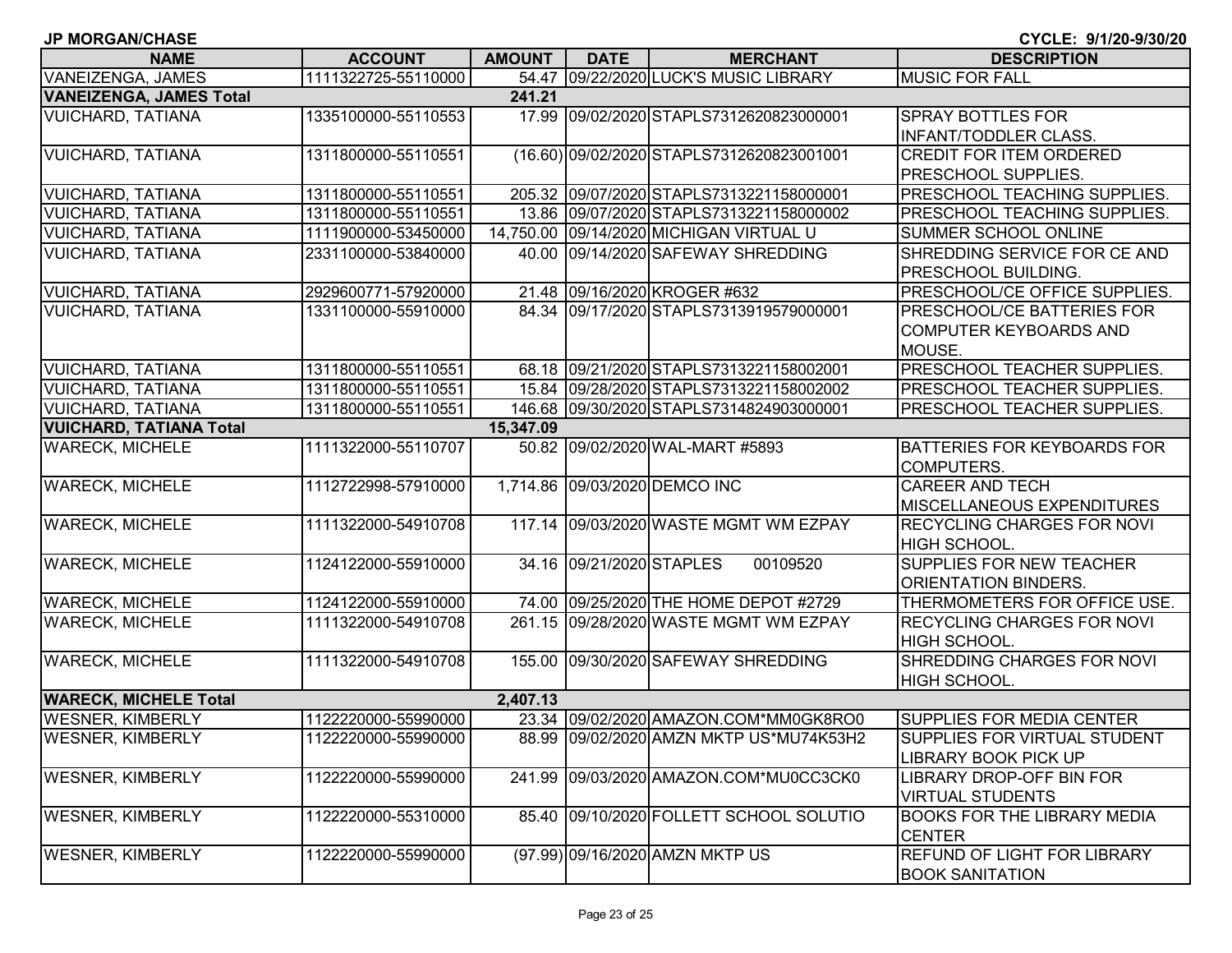JP MORGAN/CHASE CYCLE: 9/1/20-9/30/20

| NAME | ACCOUNT | AMOUNT | DATE | MERCHANT | DESCRIPTION |
|---|---|---|---|---|---|
| VANEIZENGA, JAMES | 1111322725-55110000 | 54.47 | 09/22/2020 | LUCK'S MUSIC LIBRARY | MUSIC FOR FALL |
| **VANEIZENGA, JAMES Total** | | **241.21** | | | |
| VUICHARD, TATIANA | 1335100000-55110553 | 17.99 | 09/02/2020 | STAPLS7312620823000001 | SPRAY BOTTLES FOR INFANT/TODDLER CLASS. |
| VUICHARD, TATIANA | 1311800000-55110551 | (16.60) | 09/02/2020 | STAPLS7312620823001001 | CREDIT FOR ITEM ORDERED PRESCHOOL SUPPLIES. |
| VUICHARD, TATIANA | 1311800000-55110551 | 205.32 | 09/07/2020 | STAPLS7313221158000001 | PRESCHOOL TEACHING SUPPLIES. |
| VUICHARD, TATIANA | 1311800000-55110551 | 13.86 | 09/07/2020 | STAPLS7313221158000002 | PRESCHOOL TEACHING SUPPLIES. |
| VUICHARD, TATIANA | 1111900000-53450000 | 14,750.00 | 09/14/2020 | MICHIGAN VIRTUAL U | SUMMER SCHOOL ONLINE |
| VUICHARD, TATIANA | 2331100000-53840000 | 40.00 | 09/14/2020 | SAFEWAY SHREDDING | SHREDDING SERVICE FOR CE AND PRESCHOOL BUILDING. |
| VUICHARD, TATIANA | 2929600771-57920000 | 21.48 | 09/16/2020 | KROGER #632 | PRESCHOOL/CE OFFICE SUPPLIES. |
| VUICHARD, TATIANA | 1331100000-55910000 | 84.34 | 09/17/2020 | STAPLS7313919579000001 | PRESCHOOL/CE BATTERIES FOR COMPUTER KEYBOARDS AND MOUSE. |
| VUICHARD, TATIANA | 1311800000-55110551 | 68.18 | 09/21/2020 | STAPLS7313221158002001 | PRESCHOOL TEACHER SUPPLIES. |
| VUICHARD, TATIANA | 1311800000-55110551 | 15.84 | 09/28/2020 | STAPLS7313221158002002 | PRESCHOOL TEACHER SUPPLIES. |
| VUICHARD, TATIANA | 1311800000-55110551 | 146.68 | 09/30/2020 | STAPLS7314824903000001 | PRESCHOOL TEACHER SUPPLIES. |
| **VUICHARD, TATIANA Total** | | **15,347.09** | | | |
| WARECK, MICHELE | 1111322000-55110707 | 50.82 | 09/02/2020 | WAL-MART #5893 | BATTERIES FOR KEYBOARDS FOR COMPUTERS. |
| WARECK, MICHELE | 1112722998-57910000 | 1,714.86 | 09/03/2020 | DEMCO INC | CAREER AND TECH MISCELLANEOUS EXPENDITURES |
| WARECK, MICHELE | 1111322000-54910708 | 117.14 | 09/03/2020 | WASTE MGMT WM EZPAY | RECYCLING CHARGES FOR NOVI HIGH SCHOOL. |
| WARECK, MICHELE | 1124122000-55910000 | 34.16 | 09/21/2020 | STAPLES 00109520 | SUPPLIES FOR NEW TEACHER ORIENTATION BINDERS. |
| WARECK, MICHELE | 1124122000-55910000 | 74.00 | 09/25/2020 | THE HOME DEPOT #2729 | THERMOMETERS FOR OFFICE USE. |
| WARECK, MICHELE | 1111322000-54910708 | 261.15 | 09/28/2020 | WASTE MGMT WM EZPAY | RECYCLING CHARGES FOR NOVI HIGH SCHOOL. |
| WARECK, MICHELE | 1111322000-54910708 | 155.00 | 09/30/2020 | SAFEWAY SHREDDING | SHREDDING CHARGES FOR NOVI HIGH SCHOOL. |
| **WARECK, MICHELE Total** | | **2,407.13** | | | |
| WESNER, KIMBERLY | 1122220000-55990000 | 23.34 | 09/02/2020 | AMAZON.COM*MM0GK8RO0 | SUPPLIES FOR MEDIA CENTER |
| WESNER, KIMBERLY | 1122220000-55990000 | 88.99 | 09/02/2020 | AMZN MKTP US*MU74K53H2 | SUPPLIES FOR VIRTUAL STUDENT LIBRARY BOOK PICK UP |
| WESNER, KIMBERLY | 1122220000-55990000 | 241.99 | 09/03/2020 | AMAZON.COM*MU0CC3CK0 | LIBRARY DROP-OFF BIN FOR VIRTUAL STUDENTS |
| WESNER, KIMBERLY | 1122220000-55310000 | 85.40 | 09/10/2020 | FOLLETT SCHOOL SOLUTIO | BOOKS FOR THE LIBRARY MEDIA CENTER |
| WESNER, KIMBERLY | 1122220000-55990000 | (97.99) | 09/16/2020 | AMZN MKTP US | REFUND OF LIGHT FOR LIBRARY BOOK SANITATION |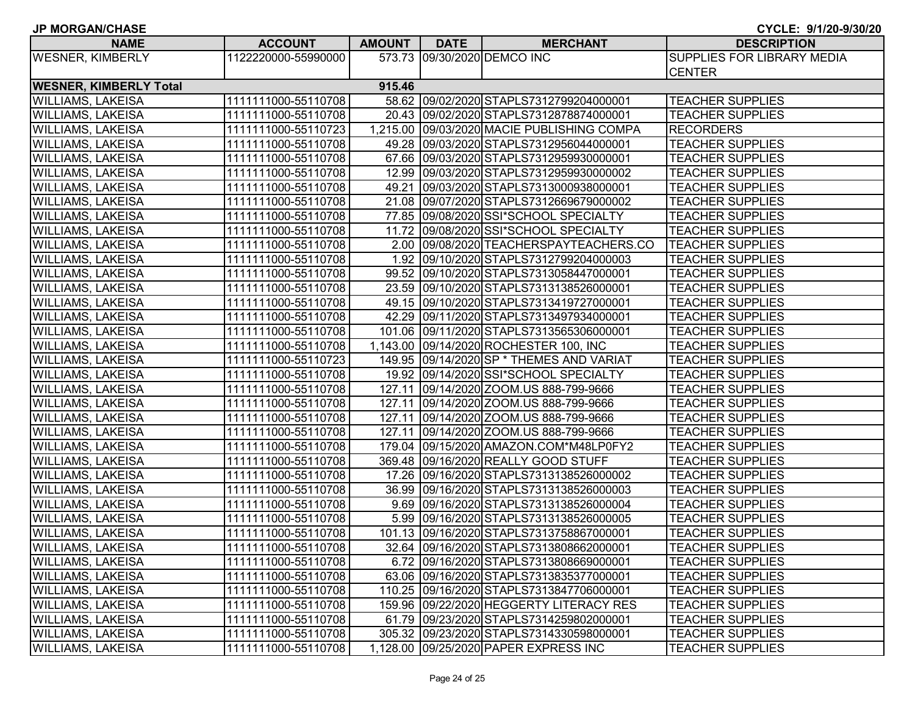JP MORGAN/CHASE CYCLE: 9/1/20-9/30/20

| NAME | ACCOUNT | AMOUNT | DATE | MERCHANT | DESCRIPTION |
|---|---|---|---|---|---|
| WESNER, KIMBERLY | 1122220000-55990000 | 573.73 | 09/30/2020 | DEMCO INC | SUPPLIES FOR LIBRARY MEDIA CENTER |
| **WESNER, KIMBERLY Total** | | **915.46** | | | |
| WILLIAMS, LAKEISA | 1111111000-55110708 | 58.62 | 09/02/2020 | STAPLS7312799204000001 | TEACHER SUPPLIES |
| WILLIAMS, LAKEISA | 1111111000-55110708 | 20.43 | 09/02/2020 | STAPLS7312878874000001 | TEACHER SUPPLIES |
| WILLIAMS, LAKEISA | 1111111000-55110723 | 1,215.00 | 09/03/2020 | MACIE PUBLISHING COMPA | RECORDERS |
| WILLIAMS, LAKEISA | 1111111000-55110708 | 49.28 | 09/03/2020 | STAPLS7312956044000001 | TEACHER SUPPLIES |
| WILLIAMS, LAKEISA | 1111111000-55110708 | 67.66 | 09/03/2020 | STAPLS7312959930000001 | TEACHER SUPPLIES |
| WILLIAMS, LAKEISA | 1111111000-55110708 | 12.99 | 09/03/2020 | STAPLS7312959930000002 | TEACHER SUPPLIES |
| WILLIAMS, LAKEISA | 1111111000-55110708 | 49.21 | 09/03/2020 | STAPLS7313000938000001 | TEACHER SUPPLIES |
| WILLIAMS, LAKEISA | 1111111000-55110708 | 21.08 | 09/07/2020 | STAPLS7312669679000002 | TEACHER SUPPLIES |
| WILLIAMS, LAKEISA | 1111111000-55110708 | 77.85 | 09/08/2020 | SSI*SCHOOL SPECIALTY | TEACHER SUPPLIES |
| WILLIAMS, LAKEISA | 1111111000-55110708 | 11.72 | 09/08/2020 | SSI*SCHOOL SPECIALTY | TEACHER SUPPLIES |
| WILLIAMS, LAKEISA | 1111111000-55110708 | 2.00 | 09/08/2020 | TEACHERSPAYTEACHERS.CO | TEACHER SUPPLIES |
| WILLIAMS, LAKEISA | 1111111000-55110708 | 1.92 | 09/10/2020 | STAPLS7312799204000003 | TEACHER SUPPLIES |
| WILLIAMS, LAKEISA | 1111111000-55110708 | 99.52 | 09/10/2020 | STAPLS7313058447000001 | TEACHER SUPPLIES |
| WILLIAMS, LAKEISA | 1111111000-55110708 | 23.59 | 09/10/2020 | STAPLS7313138526000001 | TEACHER SUPPLIES |
| WILLIAMS, LAKEISA | 1111111000-55110708 | 49.15 | 09/10/2020 | STAPLS7313419727000001 | TEACHER SUPPLIES |
| WILLIAMS, LAKEISA | 1111111000-55110708 | 42.29 | 09/11/2020 | STAPLS7313497934000001 | TEACHER SUPPLIES |
| WILLIAMS, LAKEISA | 1111111000-55110708 | 101.06 | 09/11/2020 | STAPLS7313565306000001 | TEACHER SUPPLIES |
| WILLIAMS, LAKEISA | 1111111000-55110708 | 1,143.00 | 09/14/2020 | ROCHESTER 100, INC | TEACHER SUPPLIES |
| WILLIAMS, LAKEISA | 1111111000-55110723 | 149.95 | 09/14/2020 | SP * THEMES AND VARIAT | TEACHER SUPPLIES |
| WILLIAMS, LAKEISA | 1111111000-55110708 | 19.92 | 09/14/2020 | SSI*SCHOOL SPECIALTY | TEACHER SUPPLIES |
| WILLIAMS, LAKEISA | 1111111000-55110708 | 127.11 | 09/14/2020 | ZOOM.US 888-799-9666 | TEACHER SUPPLIES |
| WILLIAMS, LAKEISA | 1111111000-55110708 | 127.11 | 09/14/2020 | ZOOM.US 888-799-9666 | TEACHER SUPPLIES |
| WILLIAMS, LAKEISA | 1111111000-55110708 | 127.11 | 09/14/2020 | ZOOM.US 888-799-9666 | TEACHER SUPPLIES |
| WILLIAMS, LAKEISA | 1111111000-55110708 | 127.11 | 09/14/2020 | ZOOM.US 888-799-9666 | TEACHER SUPPLIES |
| WILLIAMS, LAKEISA | 1111111000-55110708 | 179.04 | 09/15/2020 | AMAZON.COM*M48LP0FY2 | TEACHER SUPPLIES |
| WILLIAMS, LAKEISA | 1111111000-55110708 | 369.48 | 09/16/2020 | REALLY GOOD STUFF | TEACHER SUPPLIES |
| WILLIAMS, LAKEISA | 1111111000-55110708 | 17.26 | 09/16/2020 | STAPLS7313138526000002 | TEACHER SUPPLIES |
| WILLIAMS, LAKEISA | 1111111000-55110708 | 36.99 | 09/16/2020 | STAPLS7313138526000003 | TEACHER SUPPLIES |
| WILLIAMS, LAKEISA | 1111111000-55110708 | 9.69 | 09/16/2020 | STAPLS7313138526000004 | TEACHER SUPPLIES |
| WILLIAMS, LAKEISA | 1111111000-55110708 | 5.99 | 09/16/2020 | STAPLS7313138526000005 | TEACHER SUPPLIES |
| WILLIAMS, LAKEISA | 1111111000-55110708 | 101.13 | 09/16/2020 | STAPLS7313758867000001 | TEACHER SUPPLIES |
| WILLIAMS, LAKEISA | 1111111000-55110708 | 32.64 | 09/16/2020 | STAPLS7313808662000001 | TEACHER SUPPLIES |
| WILLIAMS, LAKEISA | 1111111000-55110708 | 6.72 | 09/16/2020 | STAPLS7313808669000001 | TEACHER SUPPLIES |
| WILLIAMS, LAKEISA | 1111111000-55110708 | 63.06 | 09/16/2020 | STAPLS7313835377000001 | TEACHER SUPPLIES |
| WILLIAMS, LAKEISA | 1111111000-55110708 | 110.25 | 09/16/2020 | STAPLS7313847706000001 | TEACHER SUPPLIES |
| WILLIAMS, LAKEISA | 1111111000-55110708 | 159.96 | 09/22/2020 | HEGGERTY LITERACY RES | TEACHER SUPPLIES |
| WILLIAMS, LAKEISA | 1111111000-55110708 | 61.79 | 09/23/2020 | STAPLS7314259802000001 | TEACHER SUPPLIES |
| WILLIAMS, LAKEISA | 1111111000-55110708 | 305.32 | 09/23/2020 | STAPLS7314330598000001 | TEACHER SUPPLIES |
| WILLIAMS, LAKEISA | 1111111000-55110708 | 1,128.00 | 09/25/2020 | PAPER EXPRESS INC | TEACHER SUPPLIES |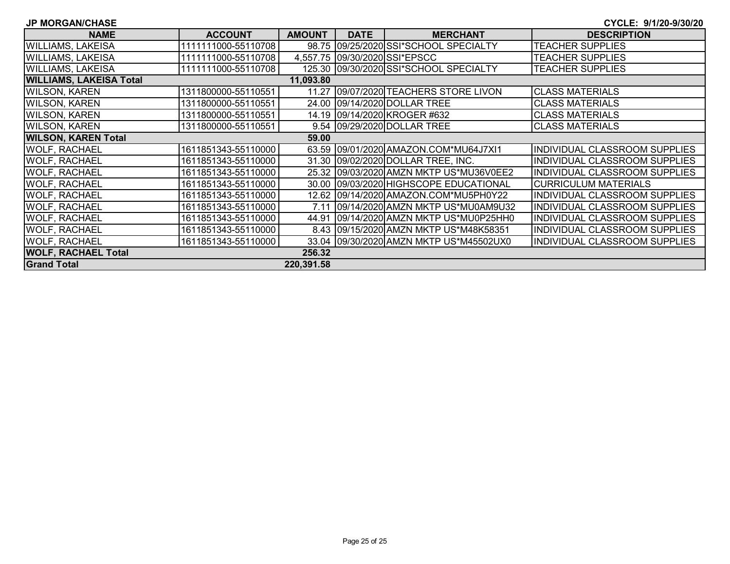**JP MORGAN/CHASE** **CYCLE: 9/1/20-9/30/20**

| NAME | ACCOUNT | AMOUNT | DATE | MERCHANT | DESCRIPTION |
|---|---|---|---|---|---|
| WILLIAMS, LAKEISA | 1111111000-55110708 | 98.75 | 09/25/2020 | SSI*SCHOOL SPECIALTY | TEACHER SUPPLIES |
| WILLIAMS, LAKEISA | 1111111000-55110708 | 4,557.75 | 09/30/2020 | SSI*EPSCC | TEACHER SUPPLIES |
| WILLIAMS, LAKEISA | 1111111000-55110708 | 125.30 | 09/30/2020 | SSI*SCHOOL SPECIALTY | TEACHER SUPPLIES |
| **WILLIAMS, LAKEISA Total** | | **11,093.80** | | | |
| WILSON, KAREN | 1311800000-55110551 | 11.27 | 09/07/2020 | TEACHERS STORE LIVON | CLASS MATERIALS |
| WILSON, KAREN | 1311800000-55110551 | 24.00 | 09/14/2020 | DOLLAR TREE | CLASS MATERIALS |
| WILSON, KAREN | 1311800000-55110551 | 14.19 | 09/14/2020 | KROGER #632 | CLASS MATERIALS |
| WILSON, KAREN | 1311800000-55110551 | 9.54 | 09/29/2020 | DOLLAR TREE | CLASS MATERIALS |
| **WILSON, KAREN Total** | | **59.00** | | | |
| WOLF, RACHAEL | 1611851343-55110000 | 63.59 | 09/01/2020 | AMAZON.COM*MU64J7XI1 | INDIVIDUAL CLASSROOM SUPPLIES |
| WOLF, RACHAEL | 1611851343-55110000 | 31.30 | 09/02/2020 | DOLLAR TREE, INC. | INDIVIDUAL CLASSROOM SUPPLIES |
| WOLF, RACHAEL | 1611851343-55110000 | 25.32 | 09/03/2020 | AMZN MKTP US*MU36V0EE2 | INDIVIDUAL CLASSROOM SUPPLIES |
| WOLF, RACHAEL | 1611851343-55110000 | 30.00 | 09/03/2020 | HIGHSCOPE EDUCATIONAL | CURRICULUM MATERIALS |
| WOLF, RACHAEL | 1611851343-55110000 | 12.62 | 09/14/2020 | AMAZON.COM*MU5PH0Y22 | INDIVIDUAL CLASSROOM SUPPLIES |
| WOLF, RACHAEL | 1611851343-55110000 | 7.11 | 09/14/2020 | AMZN MKTP US*MU0AM9U32 | INDIVIDUAL CLASSROOM SUPPLIES |
| WOLF, RACHAEL | 1611851343-55110000 | 44.91 | 09/14/2020 | AMZN MKTP US*MU0P25HH0 | INDIVIDUAL CLASSROOM SUPPLIES |
| WOLF, RACHAEL | 1611851343-55110000 | 8.43 | 09/15/2020 | AMZN MKTP US*M48K58351 | INDIVIDUAL CLASSROOM SUPPLIES |
| WOLF, RACHAEL | 1611851343-55110000 | 33.04 | 09/30/2020 | AMZN MKTP US*M45502UX0 | INDIVIDUAL CLASSROOM SUPPLIES |
| **WOLF, RACHAEL Total** | | **256.32** | | | |
| **Grand Total** | | **220,391.58** | | | |